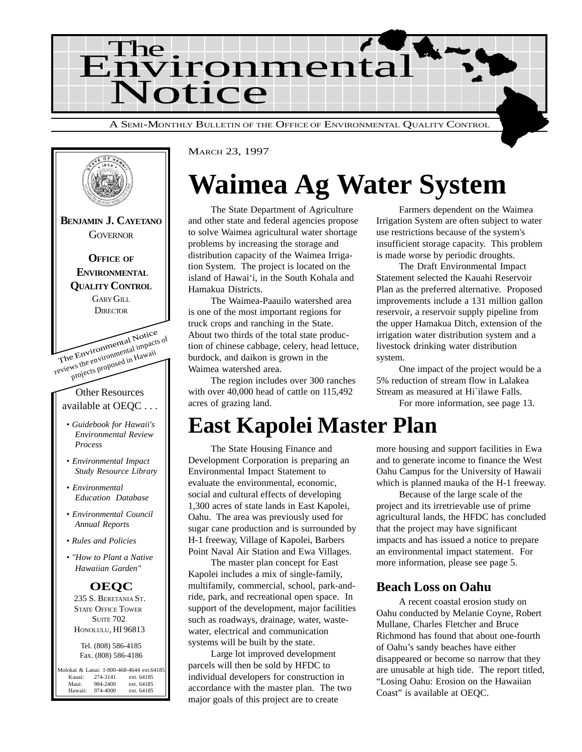# The Environmental Notice

A SEMI-MONTHLY BULLETIN OF THE OFFICE OF ENVIRONMENTAL QUALITY CONTROL

**BENJAMIN J. CAYETANO**
GOVERNOR

**OFFICE OF ENVIRONMENTAL QUALITY CONTROL**
GARY GILL
DIRECTOR

The Environmental Notice reviews the environmental impacts of projects proposed in Hawaii

Other Resources available at OEQC . . .

- *Guidebook for Hawaii's Environmental Review Process*
- *Environmental Impact Study Resource Library*
- *Environmental Education Database*
- *Environmental Council Annual Reports*
- *Rules and Policies*
- *"How to Plant a Native Hawaiian Garden"*

**OEQC**
235 S. BERETANIA ST.
STATE OFFICE TOWER
SUITE 702
HONOLULU, HI 96813

Tel. (808) 586-4185
Fax. (808) 586-4186

| | | |
|---|---|---|
| Molokai & Lanai: | 1-800-468-4644 | ext.64185 |
| Kauai: | 274-3141 | ext. 64185 |
| Maui: | 984-2400 | ext. 64185 |
| Hawaii: | 974-4000 | ext. 64185 |

MARCH 23, 1997

# Waimea Ag Water System

The State Department of Agriculture and other state and federal agencies propose to solve Waimea agricultural water shortage problems by increasing the storage and distribution capacity of the Waimea Irrigation System. The project is located on the island of Hawai'i, in the South Kohala and Hamakua Districts.

The Waimea-Paauilo watershed area is one of the most important regions for truck crops and ranching in the State. About two thirds of the total state production of chinese cabbage, celery, head lettuce, burdock, and daikon is grown in the Waimea watershed area.

The region includes over 300 ranches with over 40,000 head of cattle on 115,492 acres of grazing land.

Farmers dependent on the Waimea Irrigation System are often subject to water use restrictions because of the system's insufficient storage capacity. This problem is made worse by periodic droughts.

The Draft Environmental Impact Statement selected the Kauahi Reservoir Plan as the preferred alternative. Proposed improvements include a 131 million gallon reservoir, a reservoir supply pipeline from the upper Hamakua Ditch, extension of the irrigation water distribution system and a livestock drinking water distribution system.

One impact of the project would be a 5% reduction of stream flow in Lalakea Stream as measured at Hi`ilawe Falls.

For more information, see page 13.

# East Kapolei Master Plan

The State Housing Finance and Development Corporation is preparing an Environmental Impact Statement to evaluate the environmental, economic, social and cultural effects of developing 1,300 acres of state lands in East Kapolei, Oahu. The area was previously used for sugar cane production and is surrounded by H-1 freeway, Village of Kapolei, Barbers Point Naval Air Station and Ewa Villages.

The master plan concept for East Kapolei includes a mix of single-family, multifamily, commercial, school, park-and-ride, park, and recreational open space. In support of the development, major facilities such as roadways, drainage, water, wastewater, electrical and communication systems will be built by the state.

Large lot improved development parcels will then be sold by HFDC to individual developers for construction in accordance with the master plan. The two major goals of this project are to create more housing and support facilities in Ewa and to generate income to finance the West Oahu Campus for the University of Hawaii which is planned mauka of the H-1 freeway.

Because of the large scale of the project and its irretrievable use of prime agricultural lands, the HFDC has concluded that the project may have significant impacts and has issued a notice to prepare an environmental impact statement. For more information, please see page 5.

### Beach Loss on Oahu

A recent coastal erosion study on Oahu conducted by Melanie Coyne, Robert Mullane, Charles Fletcher and Bruce Richmond has found that about one-fourth of Oahu's sandy beaches have either disappeared or become so narrow that they are unusable at high tide. The report titled, "Losing Oahu: Erosion on the Hawaiian Coast" is available at OEQC.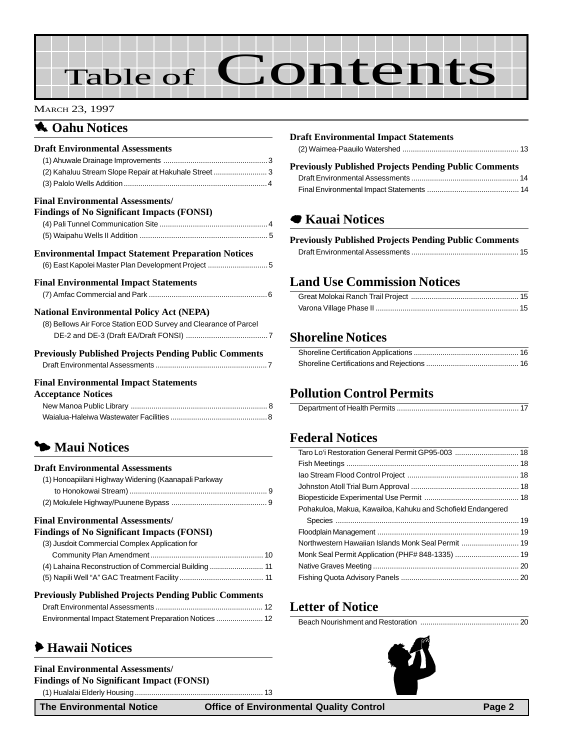# Table of Contents

MARCH 23, 1997

## Oahu Notices

### Draft Environmental Assessments

(1) Ahuwale Drainage Improvements ..... 3
(2) Kahaluu Stream Slope Repair at Hakuhale Street ..... 3
(3) Palolo Wells Addition ..... 4

### Final Environmental Assessments/ Findings of No Significant Impacts (FONSI)

(4) Pali Tunnel Communication Site ..... 4
(5) Waipahu Wells II Addition ..... 5

### Environmental Impact Statement Preparation Notices

(6) East Kapolei Master Plan Development Project ..... 5

### Final Environmental Impact Statements

(7) Amfac Commercial and Park ..... 6

### National Environmental Policy Act (NEPA)

(8) Bellows Air Force Station EOD Survey and Clearance of Parcel DE-2 and DE-3 (Draft EA/Draft FONSI) ..... 7

### Previously Published Projects Pending Public Comments

Draft Environmental Assessments ..... 7

### Final Environmental Impact Statements Acceptance Notices

New Manoa Public Library ..... 8
Waialua-Haleiwa Wastewater Facilities ..... 8

## Maui Notices

### Draft Environmental Assessments

(1) Honoapiilani Highway Widening (Kaanapali Parkway to Honokowai Stream) ..... 9
(2) Mokulele Highway/Puunene Bypass ..... 9

### Final Environmental Assessments/ Findings of No Significant Impacts (FONSI)

(3) Jusdoit Commercial Complex Application for Community Plan Amendment ..... 10
(4) Lahaina Reconstruction of Commercial Building ..... 11
(5) Napili Well "A" GAC Treatment Facility ..... 11

### Previously Published Projects Pending Public Comments

Draft Environmental Assessments ..... 12
Environmental Impact Statement Preparation Notices ..... 12

## Hawaii Notices

### Final Environmental Assessments/ Findings of No Significant Impact (FONSI)

(1) Hualalai Elderly Housing ..... 13

### Draft Environmental Impact Statements

(2) Waimea-Paauilo Watershed ..... 13

### Previously Published Projects Pending Public Comments

Draft Environmental Assessments ..... 14
Final Environmental Impact Statements ..... 14

## Kauai Notices

### Previously Published Projects Pending Public Comments

Draft Environmental Assessments ..... 15

## Land Use Commission Notices

Great Molokai Ranch Trail Project ..... 15
Varona Village Phase II ..... 15

## Shoreline Notices

Shoreline Certification Applications ..... 16
Shoreline Certifications and Rejections ..... 16

## Pollution Control Permits

Department of Health Permits ..... 17

## Federal Notices

Taro Lo'i Restoration General Permit GP95-003 ..... 18
Fish Meetings ..... 18
Iao Stream Flood Control Project ..... 18
Johnston Atoll Trial Burn Approval ..... 18
Biopesticide Experimental Use Permit ..... 18
Pohakuloa, Makua, Kawailoa, Kahuku and Schofield Endangered Species ..... 19
Floodplain Management ..... 19
Northwestern Hawaiian Islands Monk Seal Permit ..... 19
Monk Seal Permit Application (PHF# 848-1335) ..... 19
Native Graves Meeting ..... 20
Fishing Quota Advisory Panels ..... 20

## Letter of Notice

Beach Nourishment and Restoration ..... 20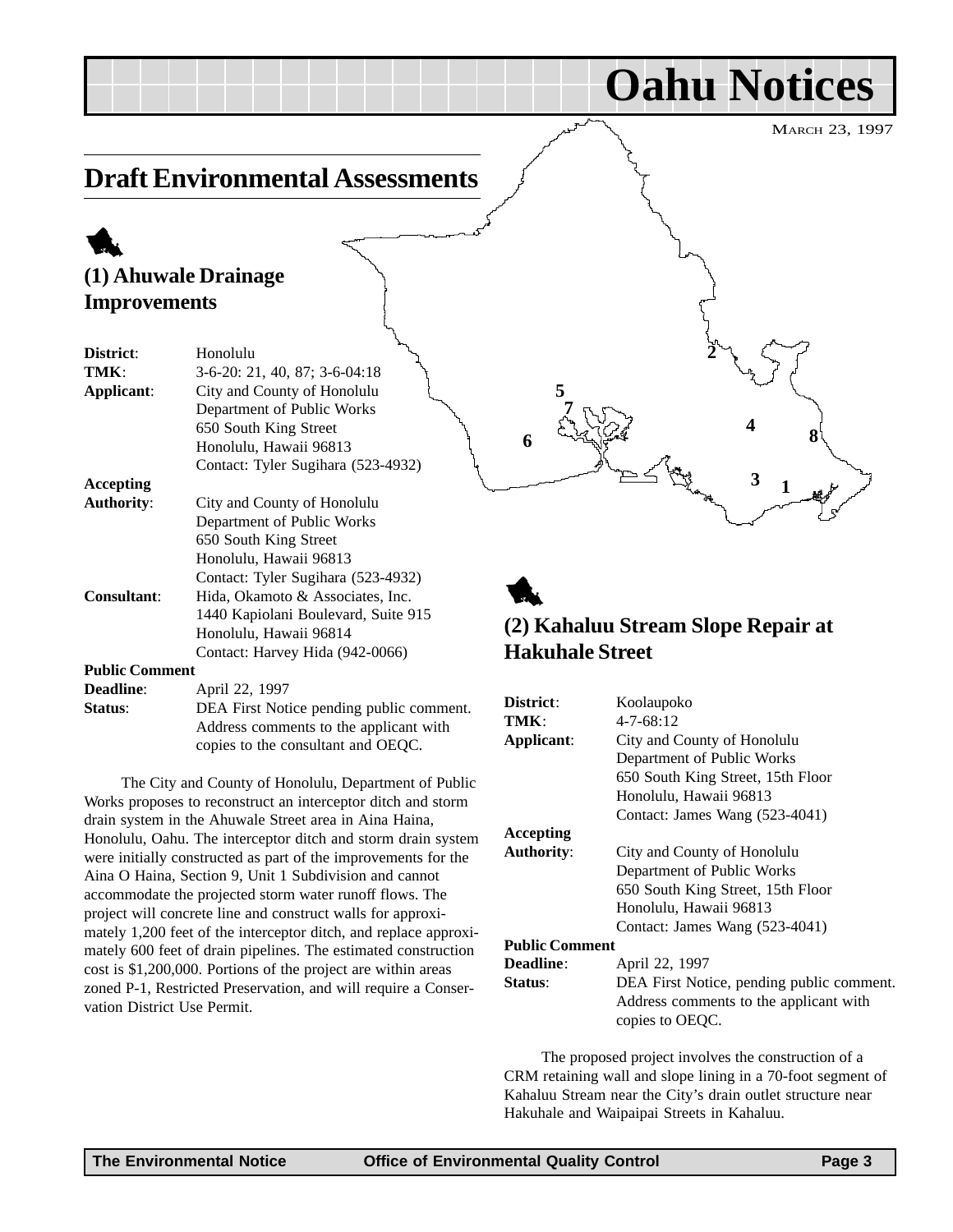# Oahu Notices

MARCH 23, 1997

## Draft Environmental Assessments

### (1) Ahuwale Drainage Improvements

**District**: Honolulu
**TMK**: 3-6-20: 21, 40, 87; 3-6-04:18
**Applicant**: City and County of Honolulu
Department of Public Works
650 South King Street
Honolulu, Hawaii 96813
Contact: Tyler Sugihara (523-4932)
**Accepting Authority**: City and County of Honolulu
Department of Public Works
650 South King Street
Honolulu, Hawaii 96813
Contact: Tyler Sugihara (523-4932)
**Consultant**: Hida, Okamoto & Associates, Inc.
1440 Kapiolani Boulevard, Suite 915
Honolulu, Hawaii 96814
Contact: Harvey Hida (942-0066)
**Public Comment Deadline**: April 22, 1997
**Status**: DEA First Notice pending public comment. Address comments to the applicant with copies to the consultant and OEQC.

The City and County of Honolulu, Department of Public Works proposes to reconstruct an interceptor ditch and storm drain system in the Ahuwale Street area in Aina Haina, Honolulu, Oahu. The interceptor ditch and storm drain system were initially constructed as part of the improvements for the Aina O Haina, Section 9, Unit 1 Subdivision and cannot accommodate the projected storm water runoff flows. The project will concrete line and construct walls for approximately 1,200 feet of the interceptor ditch, and replace approximately 600 feet of drain pipelines. The estimated construction cost is $1,200,000. Portions of the project are within areas zoned P-1, Restricted Preservation, and will require a Conservation District Use Permit.

### (2) Kahaluu Stream Slope Repair at Hakuhale Street

**District**: Koolaupoko
**TMK**: 4-7-68:12
**Applicant**: City and County of Honolulu
Department of Public Works
650 South King Street, 15th Floor
Honolulu, Hawaii 96813
Contact: James Wang (523-4041)
**Accepting Authority**: City and County of Honolulu
Department of Public Works
650 South King Street, 15th Floor
Honolulu, Hawaii 96813
Contact: James Wang (523-4041)
**Public Comment Deadline**: April 22, 1997
**Status**: DEA First Notice, pending public comment. Address comments to the applicant with copies to OEQC.

The proposed project involves the construction of a CRM retaining wall and slope lining in a 70-foot segment of Kahaluu Stream near the City's drain outlet structure near Hakuhale and Waipaipai Streets in Kahaluu.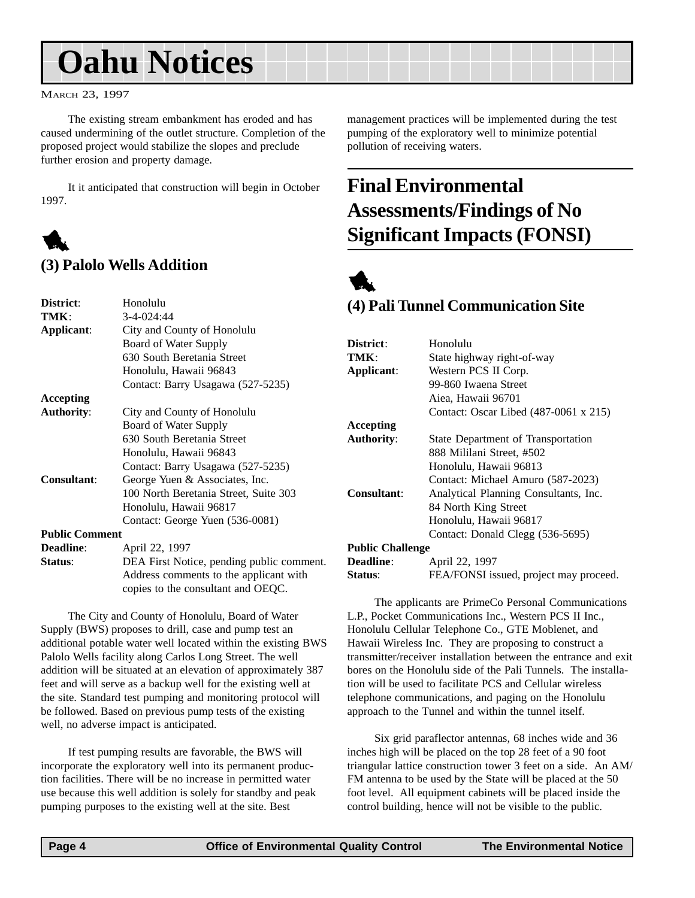# Oahu Notices

MARCH 23, 1997

The existing stream embankment has eroded and has caused undermining of the outlet structure. Completion of the proposed project would stabilize the slopes and preclude further erosion and property damage.

It it anticipated that construction will begin in October 1997.

### (3) Palolo Wells Addition

**District**: Honolulu
**TMK**: 3-4-024:44
**Applicant**: City and County of Honolulu
Board of Water Supply
630 South Beretania Street
Honolulu, Hawaii 96843
Contact: Barry Usagawa (527-5235)
**Accepting Authority**: City and County of Honolulu
Board of Water Supply
630 South Beretania Street
Honolulu, Hawaii 96843
Contact: Barry Usagawa (527-5235)
**Consultant**: George Yuen & Associates, Inc.
100 North Beretania Street, Suite 303
Honolulu, Hawaii 96817
Contact: George Yuen (536-0081)
**Public Comment Deadline**: April 22, 1997
**Status**: DEA First Notice, pending public comment. Address comments to the applicant with copies to the consultant and OEQC.

The City and County of Honolulu, Board of Water Supply (BWS) proposes to drill, case and pump test an additional potable water well located within the existing BWS Palolo Wells facility along Carlos Long Street. The well addition will be situated at an elevation of approximately 387 feet and will serve as a backup well for the existing well at the site. Standard test pumping and monitoring protocol will be followed. Based on previous pump tests of the existing well, no adverse impact is anticipated.

If test pumping results are favorable, the BWS will incorporate the exploratory well into its permanent production facilities. There will be no increase in permitted water use because this well addition is solely for standby and peak pumping purposes to the existing well at the site. Best management practices will be implemented during the test pumping of the exploratory well to minimize potential pollution of receiving waters.

## Final Environmental Assessments/Findings of No Significant Impacts (FONSI)

### (4) Pali Tunnel Communication Site

**District**: Honolulu
**TMK**: State highway right-of-way
**Applicant**: Western PCS II Corp.
99-860 Iwaena Street
Aiea, Hawaii 96701
Contact: Oscar Libed (487-0061 x 215)
**Accepting Authority**: State Department of Transportation
888 Mililani Street, #502
Honolulu, Hawaii 96813
Contact: Michael Amuro (587-2023)
**Consultant**: Analytical Planning Consultants, Inc.
84 North King Street
Honolulu, Hawaii 96817
Contact: Donald Clegg (536-5695)
**Public Challenge Deadline**: April 22, 1997
**Status**: FEA/FONSI issued, project may proceed.

The applicants are PrimeCo Personal Communications L.P., Pocket Communications Inc., Western PCS II Inc., Honolulu Cellular Telephone Co., GTE Moblenet, and Hawaii Wireless Inc. They are proposing to construct a transmitter/receiver installation between the entrance and exit bores on the Honolulu side of the Pali Tunnels. The installation will be used to facilitate PCS and Cellular wireless telephone communications, and paging on the Honolulu approach to the Tunnel and within the tunnel itself.

Six grid paraflector antennas, 68 inches wide and 36 inches high will be placed on the top 28 feet of a 90 foot triangular lattice construction tower 3 feet on a side. An AM/FM antenna to be used by the State will be placed at the 50 foot level. All equipment cabinets will be placed inside the control building, hence will not be visible to the public.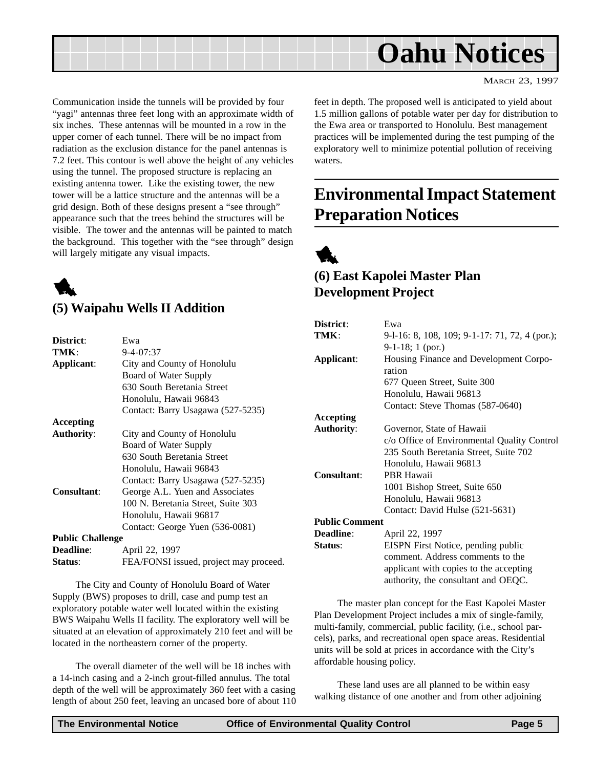Communication inside the tunnels will be provided by four "yagi" antennas three feet long with an approximate width of six inches. These antennas will be mounted in a row in the upper corner of each tunnel. There will be no impact from radiation as the exclusion distance for the panel antennas is 7.2 feet. This contour is well above the height of any vehicles using the tunnel. The proposed structure is replacing an existing antenna tower. Like the existing tower, the new tower will be a lattice structure and the antennas will be a grid design. Both of these designs present a "see through" appearance such that the trees behind the structures will be visible. The tower and the antennas will be painted to match the background. This together with the "see through" design will largely mitigate any visual impacts.

### (5) Waipahu Wells II Addition

**District**: Ewa
**TMK**: 9-4-07:37
**Applicant**: City and County of Honolulu
Board of Water Supply
630 South Beretania Street
Honolulu, Hawaii 96843
Contact: Barry Usagawa (527-5235)
**Accepting Authority**: City and County of Honolulu
Board of Water Supply
630 South Beretania Street
Honolulu, Hawaii 96843
Contact: Barry Usagawa (527-5235)
**Consultant**: George A.L. Yuen and Associates
100 N. Beretania Street, Suite 303
Honolulu, Hawaii 96817
Contact: George Yuen (536-0081)
**Public Challenge Deadline**: April 22, 1997
**Status**: FEA/FONSI issued, project may proceed.

The City and County of Honolulu Board of Water Supply (BWS) proposes to drill, case and pump test an exploratory potable water well located within the existing BWS Waipahu Wells II facility. The exploratory well will be situated at an elevation of approximately 210 feet and will be located in the northeastern corner of the property.

The overall diameter of the well will be 18 inches with a 14-inch casing and a 2-inch grout-filled annulus. The total depth of the well will be approximately 360 feet with a casing length of about 250 feet, leaving an uncased bore of about 110 feet in depth. The proposed well is anticipated to yield about 1.5 million gallons of potable water per day for distribution to the Ewa area or transported to Honolulu. Best management practices will be implemented during the test pumping of the exploratory well to minimize potential pollution of receiving waters.

## Environmental Impact Statement Preparation Notices

### (6) East Kapolei Master Plan Development Project

**District**: Ewa
**TMK**: 9-l-16: 8, 108, 109; 9-1-17: 71, 72, 4 (por.); 9-1-18; 1 (por.)
**Applicant**: Housing Finance and Development Corporation
677 Queen Street, Suite 300
Honolulu, Hawaii 96813
Contact: Steve Thomas (587-0640)
**Accepting Authority**: Governor, State of Hawaii
c/o Office of Environmental Quality Control
235 South Beretania Street, Suite 702
Honolulu, Hawaii 96813
**Consultant**: PBR Hawaii
1001 Bishop Street, Suite 650
Honolulu, Hawaii 96813
Contact: David Hulse (521-5631)
**Public Comment Deadline**: April 22, 1997
**Status**: EISPN First Notice, pending public comment. Address comments to the applicant with copies to the accepting authority, the consultant and OEQC.

The master plan concept for the East Kapolei Master Plan Development Project includes a mix of single-family, multi-family, commercial, public facility, (i.e., school parcels), parks, and recreational open space areas. Residential units will be sold at prices in accordance with the City's affordable housing policy.

These land uses are all planned to be within easy walking distance of one another and from other adjoining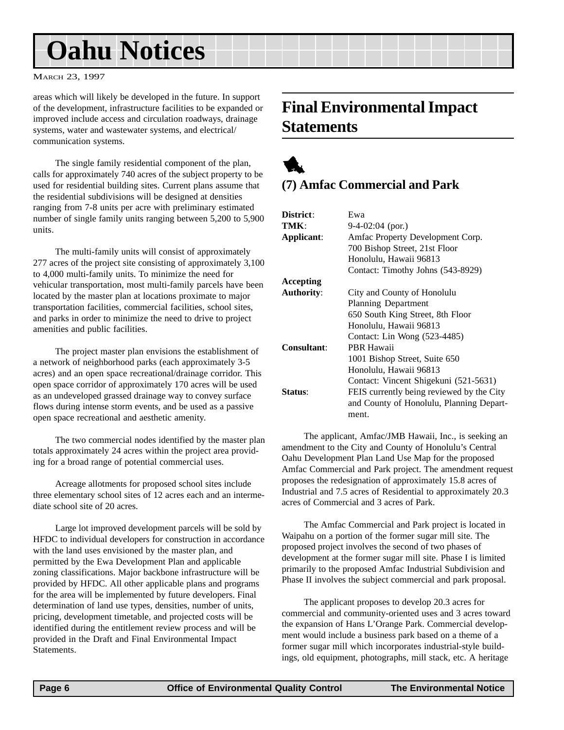areas which will likely be developed in the future. In support of the development, infrastructure facilities to be expanded or improved include access and circulation roadways, drainage systems, water and wastewater systems, and electrical/ communication systems.

The single family residential component of the plan, calls for approximately 740 acres of the subject property to be used for residential building sites. Current plans assume that the residential subdivisions will be designed at densities ranging from 7-8 units per acre with preliminary estimated number of single family units ranging between 5,200 to 5,900 units.

The multi-family units will consist of approximately 277 acres of the project site consisting of approximately 3,100 to 4,000 multi-family units. To minimize the need for vehicular transportation, most multi-family parcels have been located by the master plan at locations proximate to major transportation facilities, commercial facilities, school sites, and parks in order to minimize the need to drive to project amenities and public facilities.

The project master plan envisions the establishment of a network of neighborhood parks (each approximately 3-5 acres) and an open space recreational/drainage corridor. This open space corridor of approximately 170 acres will be used as an undeveloped grassed drainage way to convey surface flows during intense storm events, and be used as a passive open space recreational and aesthetic amenity.

The two commercial nodes identified by the master plan totals approximately 24 acres within the project area providing for a broad range of potential commercial uses.

Acreage allotments for proposed school sites include three elementary school sites of 12 acres each and an intermediate school site of 20 acres.

Large lot improved development parcels will be sold by HFDC to individual developers for construction in accordance with the land uses envisioned by the master plan, and permitted by the Ewa Development Plan and applicable zoning classifications. Major backbone infrastructure will be provided by HFDC. All other applicable plans and programs for the area will be implemented by future developers. Final determination of land use types, densities, number of units, pricing, development timetable, and projected costs will be identified during the entitlement review process and will be provided in the Draft and Final Environmental Impact Statements.

## Final Environmental Impact Statements

### (7) Amfac Commercial and Park

**District**: Ewa
**TMK**: 9-4-02:04 (por.)
**Applicant**: Amfac Property Development Corp.
700 Bishop Street, 21st Floor
Honolulu, Hawaii 96813
Contact: Timothy Johns (543-8929)
**Accepting Authority**: City and County of Honolulu
Planning Department
650 South King Street, 8th Floor
Honolulu, Hawaii 96813
Contact: Lin Wong (523-4485)
**Consultant**: PBR Hawaii
1001 Bishop Street, Suite 650
Honolulu, Hawaii 96813
Contact: Vincent Shigekuni (521-5631)
**Status**: FEIS currently being reviewed by the City and County of Honolulu, Planning Department.

The applicant, Amfac/JMB Hawaii, Inc., is seeking an amendment to the City and County of Honolulu's Central Oahu Development Plan Land Use Map for the proposed Amfac Commercial and Park project. The amendment request proposes the redesignation of approximately 15.8 acres of Industrial and 7.5 acres of Residential to approximately 20.3 acres of Commercial and 3 acres of Park.

The Amfac Commercial and Park project is located in Waipahu on a portion of the former sugar mill site. The proposed project involves the second of two phases of development at the former sugar mill site. Phase I is limited primarily to the proposed Amfac Industrial Subdivision and Phase II involves the subject commercial and park proposal.

The applicant proposes to develop 20.3 acres for commercial and community-oriented uses and 3 acres toward the expansion of Hans L'Orange Park. Commercial development would include a business park based on a theme of a former sugar mill which incorporates industrial-style buildings, old equipment, photographs, mill stack, etc. A heritage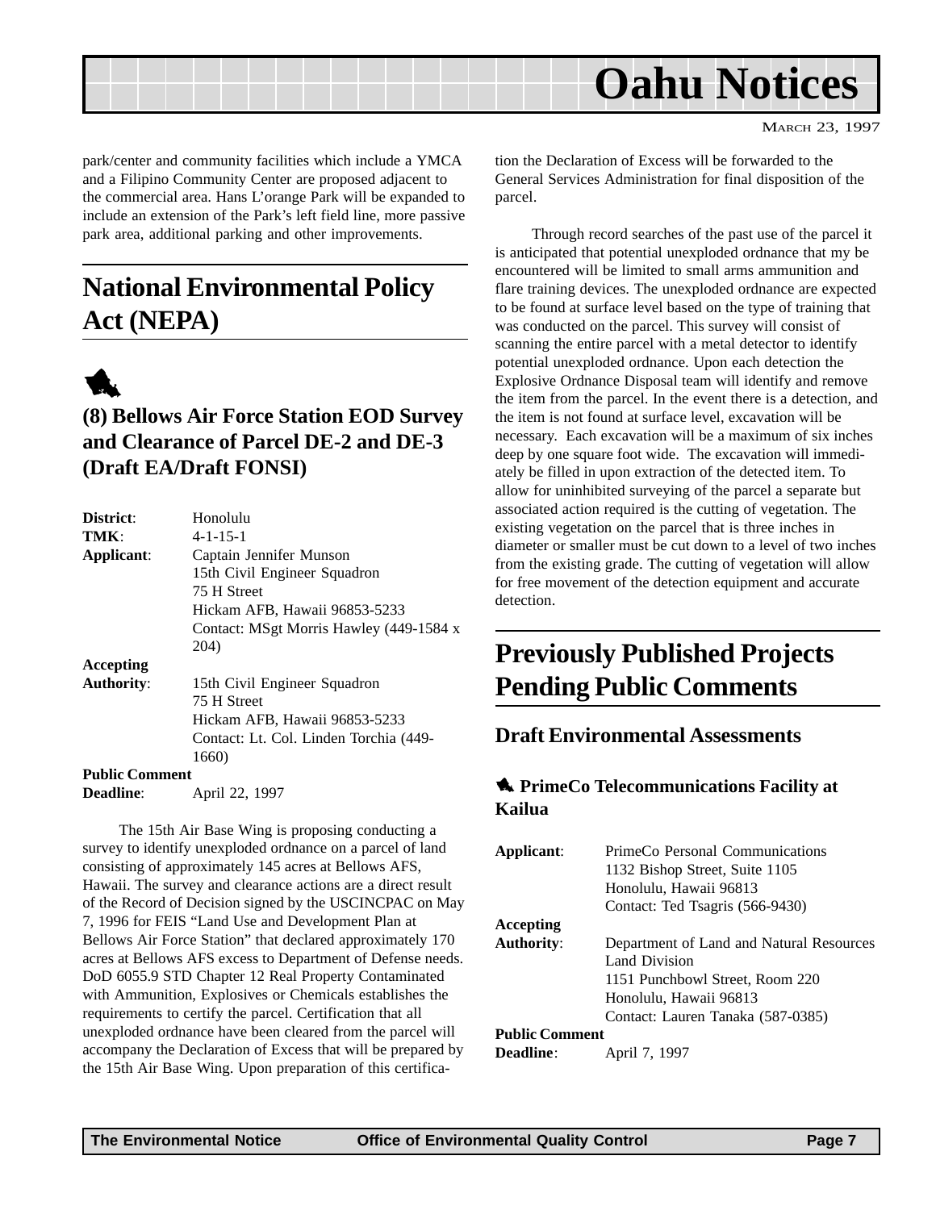park/center and community facilities which include a YMCA and a Filipino Community Center are proposed adjacent to the commercial area. Hans L'orange Park will be expanded to include an extension of the Park's left field line, more passive park area, additional parking and other improvements.

## National Environmental Policy Act (NEPA)

### (8) Bellows Air Force Station EOD Survey and Clearance of Parcel DE-2 and DE-3 (Draft EA/Draft FONSI)

**District**: Honolulu
**TMK**: 4-1-15-1
**Applicant**: Captain Jennifer Munson
15th Civil Engineer Squadron
75 H Street
Hickam AFB, Hawaii 96853-5233
Contact: MSgt Morris Hawley (449-1584 x 204)
**Accepting Authority**: 15th Civil Engineer Squadron
75 H Street
Hickam AFB, Hawaii 96853-5233
Contact: Lt. Col. Linden Torchia (449-1660)
**Public Comment Deadline**: April 22, 1997

The 15th Air Base Wing is proposing conducting a survey to identify unexploded ordnance on a parcel of land consisting of approximately 145 acres at Bellows AFS, Hawaii. The survey and clearance actions are a direct result of the Record of Decision signed by the USCINCPAC on May 7, 1996 for FEIS "Land Use and Development Plan at Bellows Air Force Station" that declared approximately 170 acres at Bellows AFS excess to Department of Defense needs. DoD 6055.9 STD Chapter 12 Real Property Contaminated with Ammunition, Explosives or Chemicals establishes the requirements to certify the parcel. Certification that all unexploded ordnance have been cleared from the parcel will accompany the Declaration of Excess that will be prepared by the 15th Air Base Wing. Upon preparation of this certification the Declaration of Excess will be forwarded to the General Services Administration for final disposition of the parcel.

Through record searches of the past use of the parcel it is anticipated that potential unexploded ordnance that my be encountered will be limited to small arms ammunition and flare training devices. The unexploded ordnance are expected to be found at surface level based on the type of training that was conducted on the parcel. This survey will consist of scanning the entire parcel with a metal detector to identify potential unexploded ordnance. Upon each detection the Explosive Ordnance Disposal team will identify and remove the item from the parcel. In the event there is a detection, and the item is not found at surface level, excavation will be necessary. Each excavation will be a maximum of six inches deep by one square foot wide. The excavation will immediately be filled in upon extraction of the detected item. To allow for uninhibited surveying of the parcel a separate but associated action required is the cutting of vegetation. The existing vegetation on the parcel that is three inches in diameter or smaller must be cut down to a level of two inches from the existing grade. The cutting of vegetation will allow for free movement of the detection equipment and accurate detection.

## Previously Published Projects Pending Public Comments

### Draft Environmental Assessments

#### PrimeCo Telecommunications Facility at Kailua

**Applicant**: PrimeCo Personal Communications
1132 Bishop Street, Suite 1105
Honolulu, Hawaii 96813
Contact: Ted Tsagris (566-9430)
**Accepting Authority**: Department of Land and Natural Resources
Land Division
1151 Punchbowl Street, Room 220
Honolulu, Hawaii 96813
Contact: Lauren Tanaka (587-0385)
**Public Comment Deadline**: April 7, 1997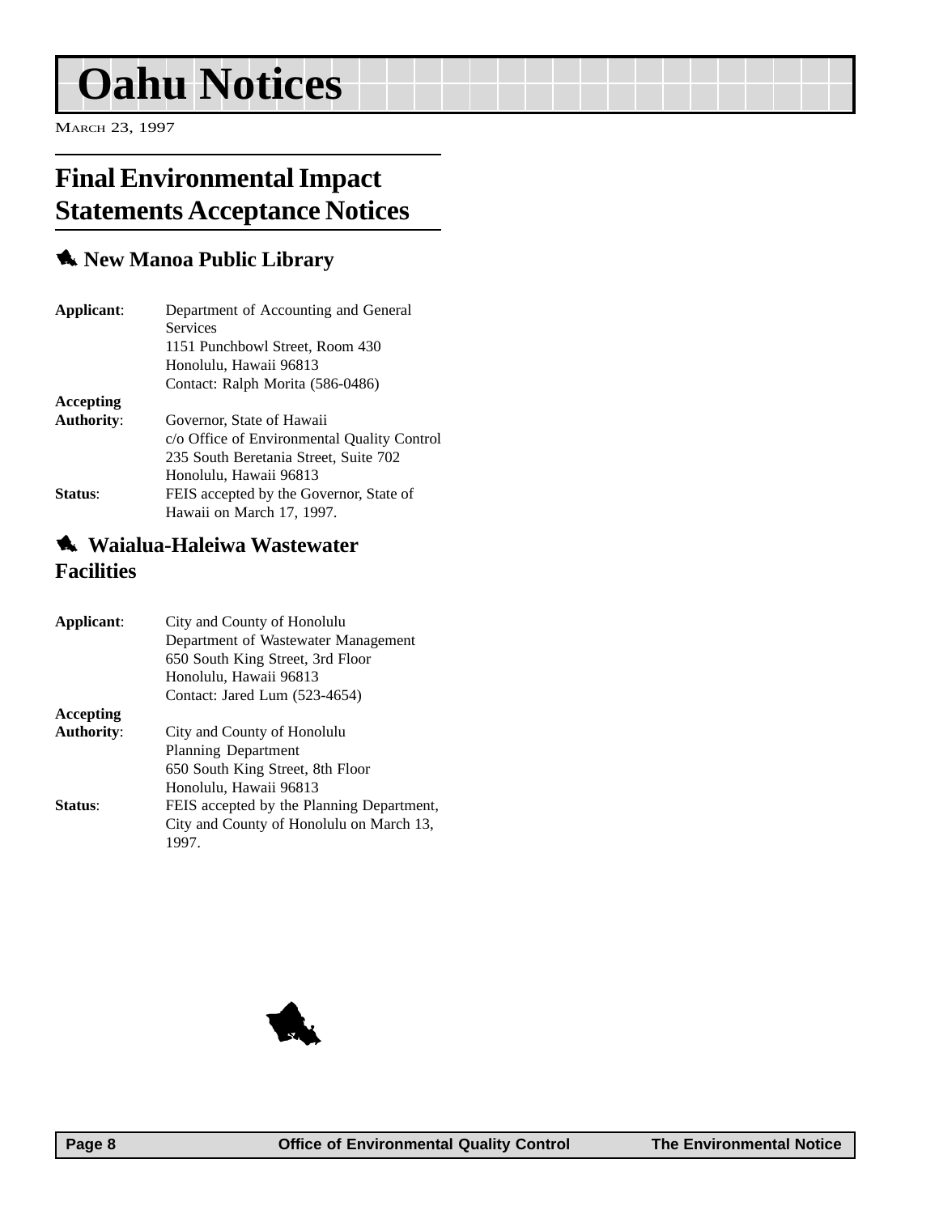# Oahu Notices

March 23, 1997

## Final Environmental Impact Statements Acceptance Notices

### New Manoa Public Library

**Applicant**: Department of Accounting and General Services
1151 Punchbowl Street, Room 430
Honolulu, Hawaii 96813
Contact: Ralph Morita (586-0486)

**Accepting Authority**: Governor, State of Hawaii
c/o Office of Environmental Quality Control
235 South Beretania Street, Suite 702
Honolulu, Hawaii 96813

**Status**: FEIS accepted by the Governor, State of Hawaii on March 17, 1997.

### Waialua-Haleiwa Wastewater Facilities

**Applicant**: City and County of Honolulu
Department of Wastewater Management
650 South King Street, 3rd Floor
Honolulu, Hawaii 96813
Contact: Jared Lum (523-4654)

**Accepting Authority**: City and County of Honolulu
Planning Department
650 South King Street, 8th Floor
Honolulu, Hawaii 96813

**Status**: FEIS accepted by the Planning Department, City and County of Honolulu on March 13, 1997.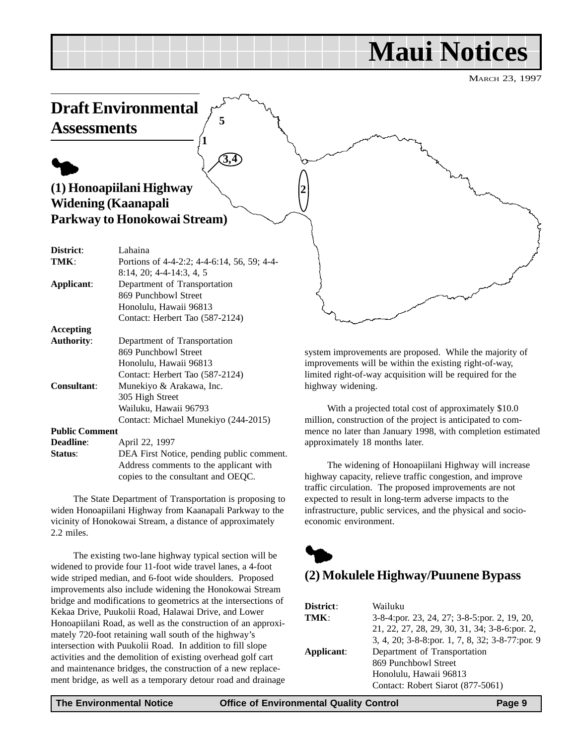# Maui Notices

March 23, 1997

## Draft Environmental Assessments

### (1) Honoapiilani Highway Widening (Kaanapali Parkway to Honokowai Stream)

**District**: Lahaina
**TMK**: Portions of 4-4-2:2; 4-4-6:14, 56, 59; 4-4-8:14, 20; 4-4-14:3, 4, 5
**Applicant**: Department of Transportation
869 Punchbowl Street
Honolulu, Hawaii 96813
Contact: Herbert Tao (587-2124)
**Accepting Authority**: Department of Transportation
869 Punchbowl Street
Honolulu, Hawaii 96813
Contact: Herbert Tao (587-2124)
**Consultant**: Munekiyo & Arakawa, Inc.
305 High Street
Wailuku, Hawaii 96793
Contact: Michael Munekiyo (244-2015)
**Public Comment Deadline**: April 22, 1997
**Status**: DEA First Notice, pending public comment. Address comments to the applicant with copies to the consultant and OEQC.

The State Department of Transportation is proposing to widen Honoapiilani Highway from Kaanapali Parkway to the vicinity of Honokowai Stream, a distance of approximately 2.2 miles.

The existing two-lane highway typical section will be widened to provide four 11-foot wide travel lanes, a 4-foot wide striped median, and 6-foot wide shoulders. Proposed improvements also include widening the Honokowai Stream bridge and modifications to geometrics at the intersections of Kekaa Drive, Puukolii Road, Halawai Drive, and Lower Honoapiilani Road, as well as the construction of an approximately 720-foot retaining wall south of the highway's intersection with Puukolii Road. In addition to fill slope activities and the demolition of existing overhead golf cart and maintenance bridges, the construction of a new replacement bridge, as well as a temporary detour road and drainage system improvements are proposed. While the majority of improvements will be within the existing right-of-way, limited right-of-way acquisition will be required for the highway widening.

With a projected total cost of approximately $10.0 million, construction of the project is anticipated to commence no later than January 1998, with completion estimated approximately 18 months later.

The widening of Honoapiilani Highway will increase highway capacity, relieve traffic congestion, and improve traffic circulation. The proposed improvements are not expected to result in long-term adverse impacts to the infrastructure, public services, and the physical and socio-economic environment.

### (2) Mokulele Highway/Puunene Bypass

**District**: Wailuku
**TMK**: 3-8-4:por. 23, 24, 27; 3-8-5:por. 2, 19, 20, 21, 22, 27, 28, 29, 30, 31, 34; 3-8-6:por. 2, 3, 4, 20; 3-8-8:por. 1, 7, 8, 32; 3-8-77:por. 9
**Applicant**: Department of Transportation
869 Punchbowl Street
Honolulu, Hawaii 96813
Contact: Robert Siarot (877-5061)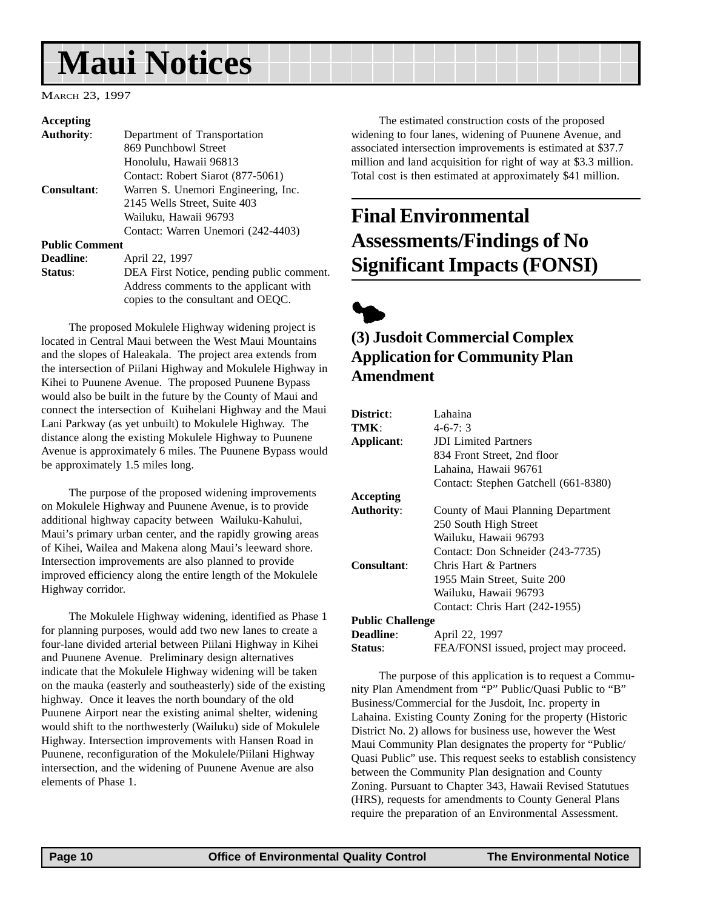# Maui Notices

MARCH 23, 1997

**Accepting**
**Authority**: Department of Transportation
869 Punchbowl Street
Honolulu, Hawaii 96813
Contact: Robert Siarot (877-5061)

**Consultant**: Warren S. Unemori Engineering, Inc.
2145 Wells Street, Suite 403
Wailuku, Hawaii 96793
Contact: Warren Unemori (242-4403)

**Public Comment**
**Deadline**: April 22, 1997
**Status**: DEA First Notice, pending public comment. Address comments to the applicant with copies to the consultant and OEQC.

The proposed Mokulele Highway widening project is located in Central Maui between the West Maui Mountains and the slopes of Haleakala. The project area extends from the intersection of Piilani Highway and Mokulele Highway in Kihei to Puunene Avenue. The proposed Puunene Bypass would also be built in the future by the County of Maui and connect the intersection of Kuihelani Highway and the Maui Lani Parkway (as yet unbuilt) to Mokulele Highway. The distance along the existing Mokulele Highway to Puunene Avenue is approximately 6 miles. The Puunene Bypass would be approximately 1.5 miles long.

The purpose of the proposed widening improvements on Mokulele Highway and Puunene Avenue, is to provide additional highway capacity between Wailuku-Kahului, Maui's primary urban center, and the rapidly growing areas of Kihei, Wailea and Makena along Maui's leeward shore. Intersection improvements are also planned to provide improved efficiency along the entire length of the Mokulele Highway corridor.

The Mokulele Highway widening, identified as Phase 1 for planning purposes, would add two new lanes to create a four-lane divided arterial between Piilani Highway in Kihei and Puunene Avenue. Preliminary design alternatives indicate that the Mokulele Highway widening will be taken on the mauka (easterly and southeasterly) side of the existing highway. Once it leaves the north boundary of the old Puunene Airport near the existing animal shelter, widening would shift to the northwesterly (Wailuku) side of Mokulele Highway. Intersection improvements with Hansen Road in Puunene, reconfiguration of the Mokulele/Piilani Highway intersection, and the widening of Puunene Avenue are also elements of Phase 1.

The estimated construction costs of the proposed widening to four lanes, widening of Puunene Avenue, and associated intersection improvements is estimated at $37.7 million and land acquisition for right of way at $3.3 million. Total cost is then estimated at approximately $41 million.

## Final Environmental Assessments/Findings of No Significant Impacts (FONSI)

### (3) Jusdoit Commercial Complex Application for Community Plan Amendment

**District**: Lahaina
**TMK**: 4-6-7: 3
**Applicant**: JDI Limited Partners
834 Front Street, 2nd floor
Lahaina, Hawaii 96761
Contact: Stephen Gatchell (661-8380)

**Accepting**
**Authority**: County of Maui Planning Department
250 South High Street
Wailuku, Hawaii 96793
Contact: Don Schneider (243-7735)

**Consultant**: Chris Hart & Partners
1955 Main Street, Suite 200
Wailuku, Hawaii 96793
Contact: Chris Hart (242-1955)

**Public Challenge**
**Deadline**: April 22, 1997
**Status**: FEA/FONSI issued, project may proceed.

The purpose of this application is to request a Community Plan Amendment from "P" Public/Quasi Public to "B" Business/Commercial for the Jusdoit, Inc. property in Lahaina. Existing County Zoning for the property (Historic District No. 2) allows for business use, however the West Maui Community Plan designates the property for "Public/ Quasi Public" use. This request seeks to establish consistency between the Community Plan designation and County Zoning. Pursuant to Chapter 343, Hawaii Revised Statutues (HRS), requests for amendments to County General Plans require the preparation of an Environmental Assessment.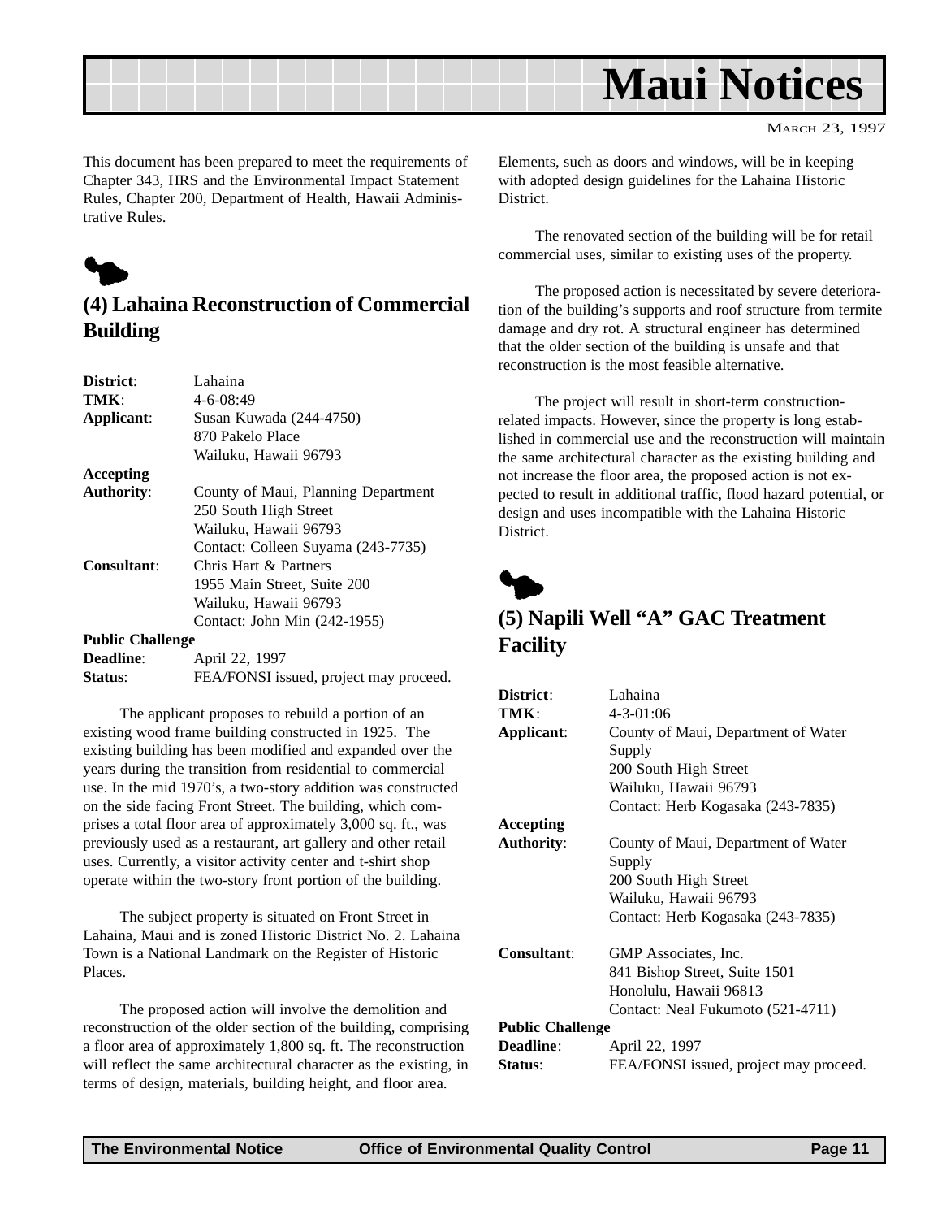# Maui Notices

MARCH 23, 1997

This document has been prepared to meet the requirements of Chapter 343, HRS and the Environmental Impact Statement Rules, Chapter 200, Department of Health, Hawaii Administrative Rules.

## (4) Lahaina Reconstruction of Commercial Building

**District**: Lahaina
**TMK**: 4-6-08:49
**Applicant**: Susan Kuwada (244-4750)
870 Pakelo Place
Wailuku, Hawaii 96793
**Accepting Authority**: County of Maui, Planning Department
250 South High Street
Wailuku, Hawaii 96793
Contact: Colleen Suyama (243-7735)
**Consultant**: Chris Hart & Partners
1955 Main Street, Suite 200
Wailuku, Hawaii 96793
Contact: John Min (242-1955)
**Public Challenge Deadline**: April 22, 1997
**Status**: FEA/FONSI issued, project may proceed.

The applicant proposes to rebuild a portion of an existing wood frame building constructed in 1925. The existing building has been modified and expanded over the years during the transition from residential to commercial use. In the mid 1970's, a two-story addition was constructed on the side facing Front Street. The building, which comprises a total floor area of approximately 3,000 sq. ft., was previously used as a restaurant, art gallery and other retail uses. Currently, a visitor activity center and t-shirt shop operate within the two-story front portion of the building.

The subject property is situated on Front Street in Lahaina, Maui and is zoned Historic District No. 2. Lahaina Town is a National Landmark on the Register of Historic Places.

The proposed action will involve the demolition and reconstruction of the older section of the building, comprising a floor area of approximately 1,800 sq. ft. The reconstruction will reflect the same architectural character as the existing, in terms of design, materials, building height, and floor area. Elements, such as doors and windows, will be in keeping with adopted design guidelines for the Lahaina Historic District.

The renovated section of the building will be for retail commercial uses, similar to existing uses of the property.

The proposed action is necessitated by severe deterioration of the building's supports and roof structure from termite damage and dry rot. A structural engineer has determined that the older section of the building is unsafe and that reconstruction is the most feasible alternative.

The project will result in short-term construction-related impacts. However, since the property is long established in commercial use and the reconstruction will maintain the same architectural character as the existing building and not increase the floor area, the proposed action is not expected to result in additional traffic, flood hazard potential, or design and uses incompatible with the Lahaina Historic District.

## (5) Napili Well "A" GAC Treatment Facility

**District**: Lahaina
**TMK**: 4-3-01:06
**Applicant**: County of Maui, Department of Water Supply
200 South High Street
Wailuku, Hawaii 96793
Contact: Herb Kogasaka (243-7835)
**Accepting Authority**: County of Maui, Department of Water Supply
200 South High Street
Wailuku, Hawaii 96793
Contact: Herb Kogasaka (243-7835)
**Consultant**: GMP Associates, Inc.
841 Bishop Street, Suite 1501
Honolulu, Hawaii 96813
Contact: Neal Fukumoto (521-4711)
**Public Challenge Deadline**: April 22, 1997
**Status**: FEA/FONSI issued, project may proceed.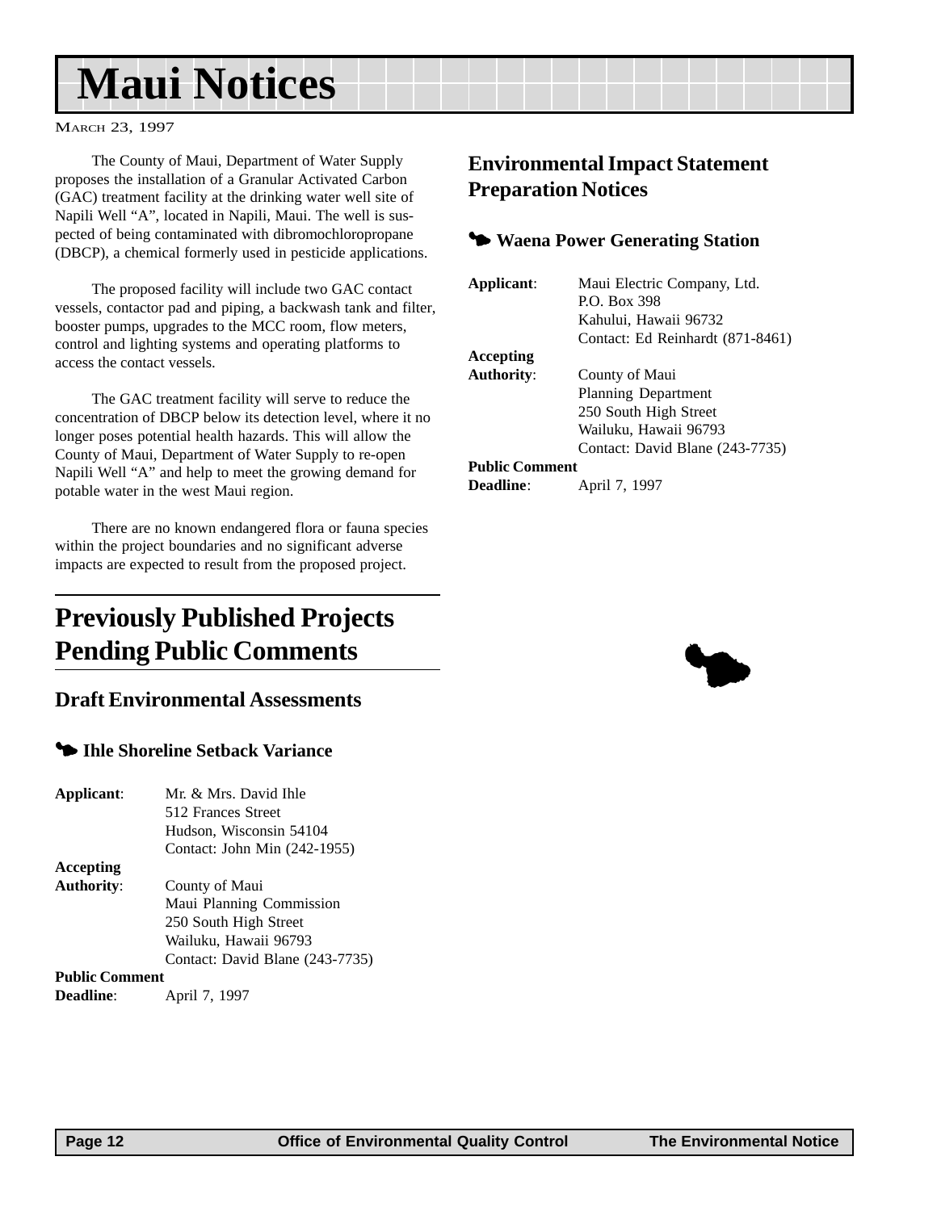# Maui Notices

MARCH 23, 1997

The County of Maui, Department of Water Supply proposes the installation of a Granular Activated Carbon (GAC) treatment facility at the drinking water well site of Napili Well "A", located in Napili, Maui. The well is suspected of being contaminated with dibromochloropropane (DBCP), a chemical formerly used in pesticide applications.

The proposed facility will include two GAC contact vessels, contactor pad and piping, a backwash tank and filter, booster pumps, upgrades to the MCC room, flow meters, control and lighting systems and operating platforms to access the contact vessels.

The GAC treatment facility will serve to reduce the concentration of DBCP below its detection level, where it no longer poses potential health hazards. This will allow the County of Maui, Department of Water Supply to re-open Napili Well "A" and help to meet the growing demand for potable water in the west Maui region.

There are no known endangered flora or fauna species within the project boundaries and no significant adverse impacts are expected to result from the proposed project.

# Previously Published Projects Pending Public Comments

## Draft Environmental Assessments

### Ihle Shoreline Setback Variance

**Applicant**: Mr. & Mrs. David Ihle
512 Frances Street
Hudson, Wisconsin 54104
Contact: John Min (242-1955)

**Accepting Authority**: County of Maui
Maui Planning Commission
250 South High Street
Wailuku, Hawaii 96793
Contact: David Blane (243-7735)

**Public Comment Deadline**: April 7, 1997

## Environmental Impact Statement Preparation Notices

### Waena Power Generating Station

**Applicant**: Maui Electric Company, Ltd.
P.O. Box 398
Kahului, Hawaii 96732
Contact: Ed Reinhardt (871-8461)

**Accepting Authority**: County of Maui
Planning Department
250 South High Street
Wailuku, Hawaii 96793
Contact: David Blane (243-7735)

**Public Comment Deadline**: April 7, 1997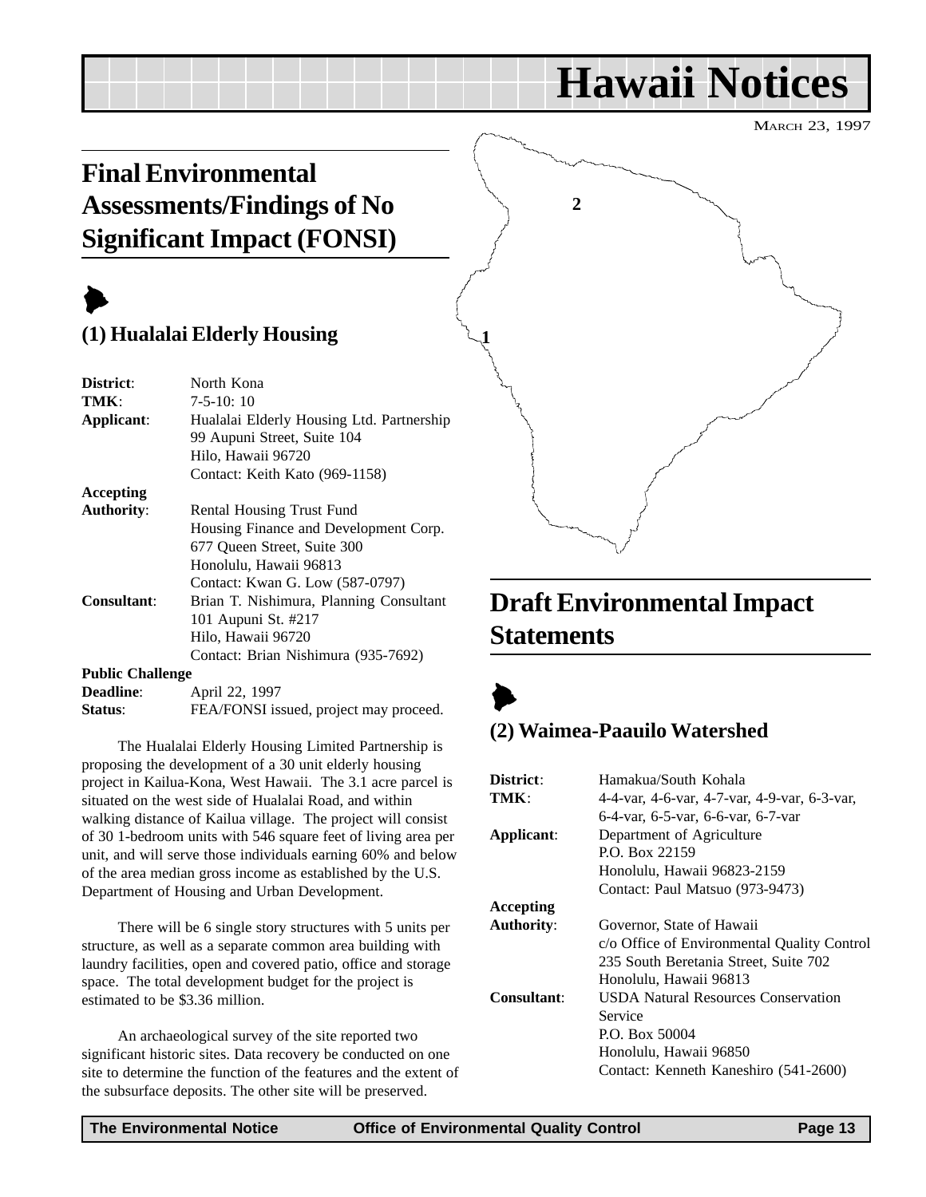# Hawaii Notices

MARCH 23, 1997

## Final Environmental Assessments/Findings of No Significant Impact (FONSI)

### (1) Hualalai Elderly Housing

**District**: North Kona
**TMK**: 7-5-10: 10
**Applicant**: Hualalai Elderly Housing Ltd. Partnership
99 Aupuni Street, Suite 104
Hilo, Hawaii 96720
Contact: Keith Kato (969-1158)
**Accepting Authority**: Rental Housing Trust Fund
Housing Finance and Development Corp.
677 Queen Street, Suite 300
Honolulu, Hawaii 96813
Contact: Kwan G. Low (587-0797)
**Consultant**: Brian T. Nishimura, Planning Consultant
101 Aupuni St. #217
Hilo, Hawaii 96720
Contact: Brian Nishimura (935-7692)
**Public Challenge Deadline**: April 22, 1997
**Status**: FEA/FONSI issued, project may proceed.

The Hualalai Elderly Housing Limited Partnership is proposing the development of a 30 unit elderly housing project in Kailua-Kona, West Hawaii. The 3.1 acre parcel is situated on the west side of Hualalai Road, and within walking distance of Kailua village. The project will consist of 30 1-bedroom units with 546 square feet of living area per unit, and will serve those individuals earning 60% and below of the area median gross income as established by the U.S. Department of Housing and Urban Development.

There will be 6 single story structures with 5 units per structure, as well as a separate common area building with laundry facilities, open and covered patio, office and storage space. The total development budget for the project is estimated to be $3.36 million.

An archaeological survey of the site reported two significant historic sites. Data recovery be conducted on one site to determine the function of the features and the extent of the subsurface deposits. The other site will be preserved.

## Draft Environmental Impact Statements

### (2) Waimea-Paauilo Watershed

**District**: Hamakua/South Kohala
**TMK**: 4-4-var, 4-6-var, 4-7-var, 4-9-var, 6-3-var, 6-4-var, 6-5-var, 6-6-var, 6-7-var
**Applicant**: Department of Agriculture
P.O. Box 22159
Honolulu, Hawaii 96823-2159
Contact: Paul Matsuo (973-9473)
**Accepting Authority**: Governor, State of Hawaii
c/o Office of Environmental Quality Control
235 South Beretania Street, Suite 702
Honolulu, Hawaii 96813
**Consultant**: USDA Natural Resources Conservation Service
P.O. Box 50004
Honolulu, Hawaii 96850
Contact: Kenneth Kaneshiro (541-2600)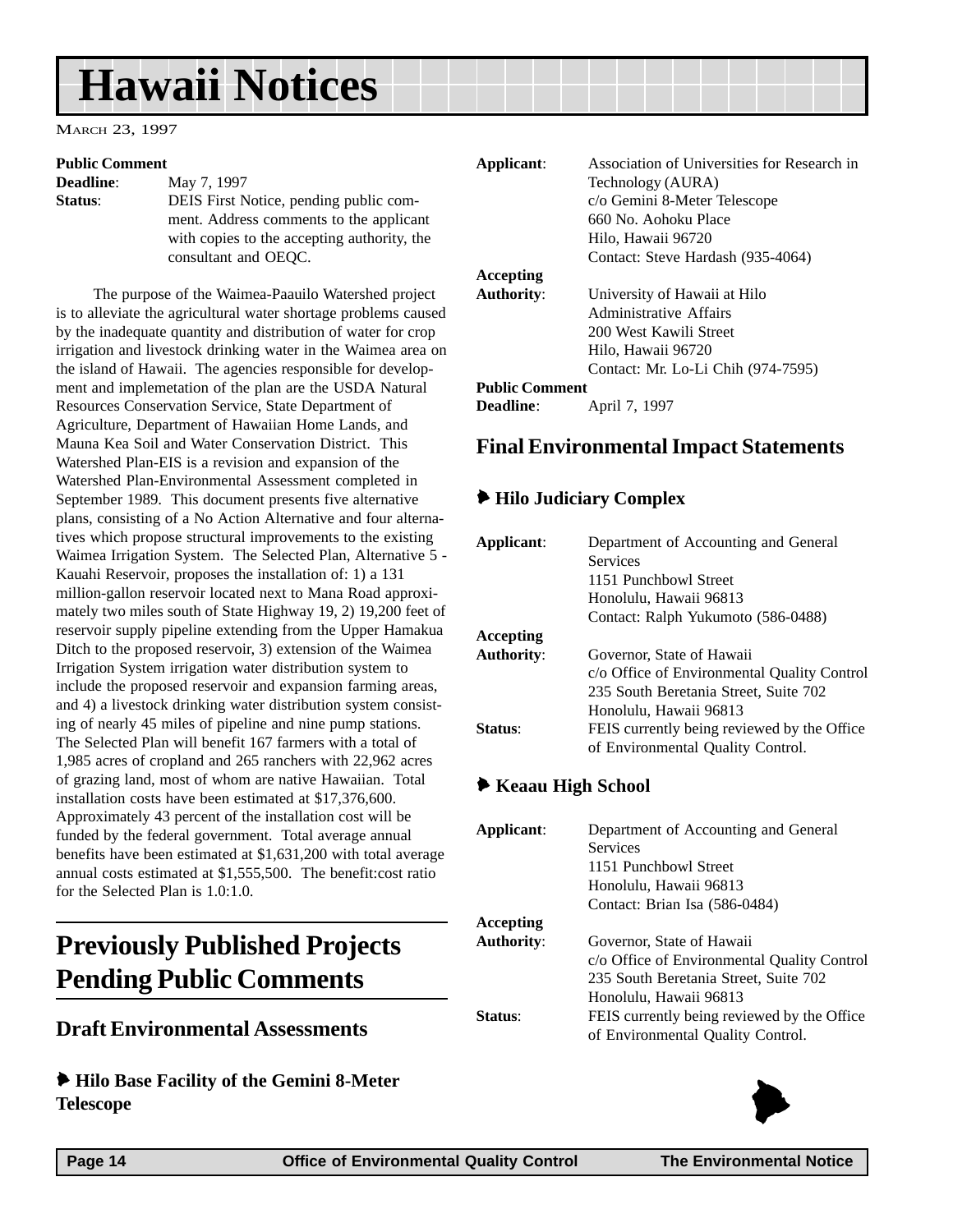**Public Comment**

**Deadline**: May 7, 1997

**Status**: DEIS First Notice, pending public comment. Address comments to the applicant with copies to the accepting authority, the consultant and OEQC.

The purpose of the Waimea-Paauilo Watershed project is to alleviate the agricultural water shortage problems caused by the inadequate quantity and distribution of water for crop irrigation and livestock drinking water in the Waimea area on the island of Hawaii. The agencies responsible for development and implemetation of the plan are the USDA Natural Resources Conservation Service, State Department of Agriculture, Department of Hawaiian Home Lands, and Mauna Kea Soil and Water Conservation District. This Watershed Plan-EIS is a revision and expansion of the Watershed Plan-Environmental Assessment completed in September 1989. This document presents five alternative plans, consisting of a No Action Alternative and four alternatives which propose structural improvements to the existing Waimea Irrigation System. The Selected Plan, Alternative 5 - Kauahi Reservoir, proposes the installation of: 1) a 131 million-gallon reservoir located next to Mana Road approximately two miles south of State Highway 19, 2) 19,200 feet of reservoir supply pipeline extending from the Upper Hamakua Ditch to the proposed reservoir, 3) extension of the Waimea Irrigation System irrigation water distribution system to include the proposed reservoir and expansion farming areas, and 4) a livestock drinking water distribution system consisting of nearly 45 miles of pipeline and nine pump stations. The Selected Plan will benefit 167 farmers with a total of 1,985 acres of cropland and 265 ranchers with 22,962 acres of grazing land, most of whom are native Hawaiian. Total installation costs have been estimated at $17,376,600. Approximately 43 percent of the installation cost will be funded by the federal government. Total average annual benefits have been estimated at $1,631,200 with total average annual costs estimated at $1,555,500. The benefit:cost ratio for the Selected Plan is 1.0:1.0.

# Previously Published Projects Pending Public Comments

## Draft Environmental Assessments

### Hilo Base Facility of the Gemini 8-Meter Telescope

**Applicant**: Association of Universities for Research in Technology (AURA)
c/o Gemini 8-Meter Telescope
660 No. Aohoku Place
Hilo, Hawaii 96720
Contact: Steve Hardash (935-4064)

**Accepting Authority**: University of Hawaii at Hilo
Administrative Affairs
200 West Kawili Street
Hilo, Hawaii 96720
Contact: Mr. Lo-Li Chih (974-7595)

**Public Comment Deadline**: April 7, 1997

## Final Environmental Impact Statements

### Hilo Judiciary Complex

**Applicant**: Department of Accounting and General Services
1151 Punchbowl Street
Honolulu, Hawaii 96813
Contact: Ralph Yukumoto (586-0488)

**Accepting Authority**: Governor, State of Hawaii
c/o Office of Environmental Quality Control
235 South Beretania Street, Suite 702
Honolulu, Hawaii 96813

**Status**: FEIS currently being reviewed by the Office of Environmental Quality Control.

### Keaau High School

**Applicant**: Department of Accounting and General Services
1151 Punchbowl Street
Honolulu, Hawaii 96813
Contact: Brian Isa (586-0484)

**Accepting Authority**: Governor, State of Hawaii
c/o Office of Environmental Quality Control
235 South Beretania Street, Suite 702
Honolulu, Hawaii 96813

**Status**: FEIS currently being reviewed by the Office of Environmental Quality Control.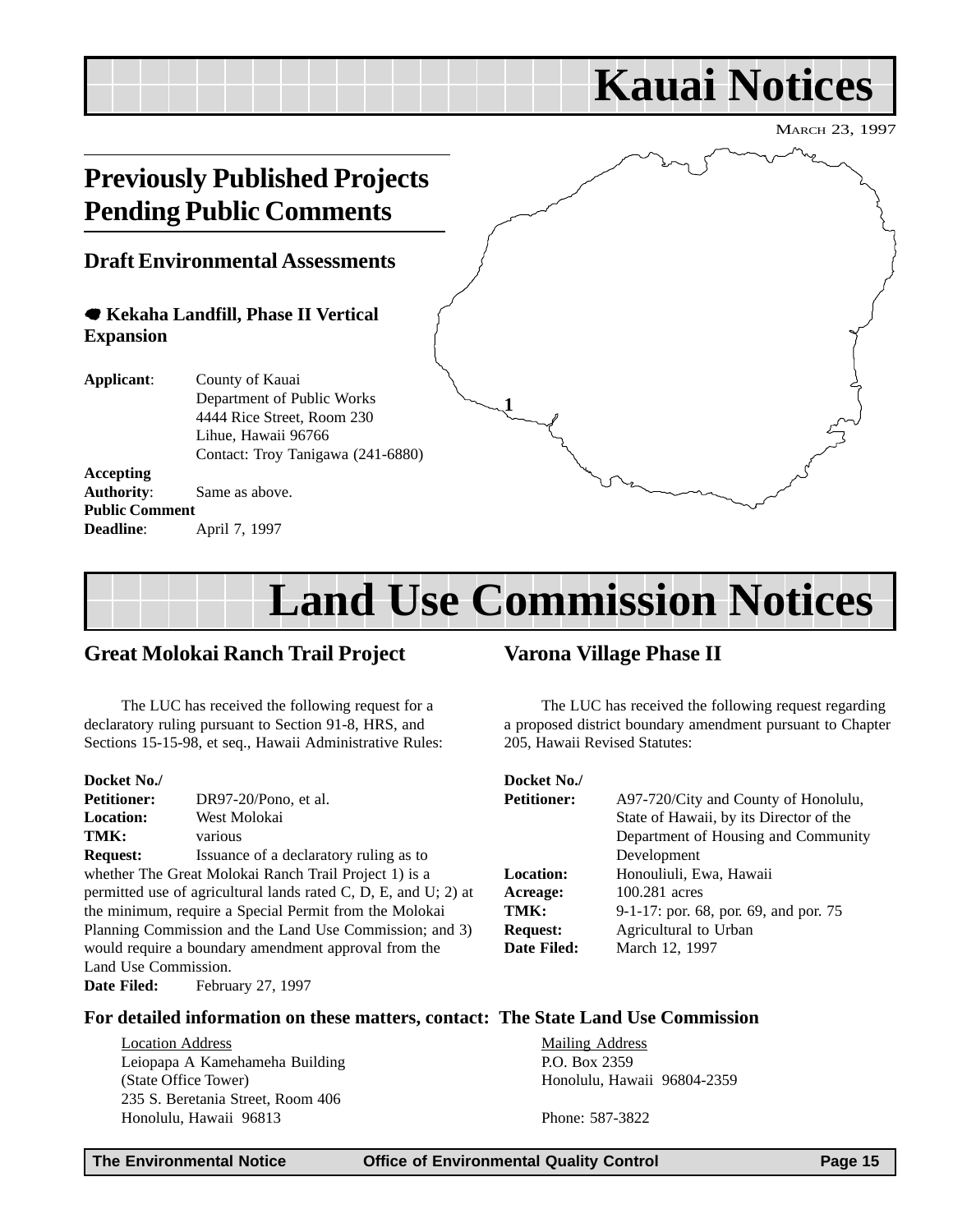# Kauai Notices

MARCH 23, 1997

## Previously Published Projects Pending Public Comments

### Draft Environmental Assessments

#### 1 Kekaha Landfill, Phase II Vertical Expansion

**Applicant**: County of Kauai
Department of Public Works
4444 Rice Street, Room 230
Lihue, Hawaii 96766
Contact: Troy Tanigawa (241-6880)

**Accepting Authority**: Same as above.

**Public Comment Deadline**: April 7, 1997

# Land Use Commission Notices

## Great Molokai Ranch Trail Project

The LUC has received the following request for a declaratory ruling pursuant to Section 91-8, HRS, and Sections 15-15-98, et seq., Hawaii Administrative Rules:

**Docket No./ Petitioner:** DR97-20/Pono, et al.
**Location:** West Molokai
**TMK:** various
**Request:** Issuance of a declaratory ruling as to whether The Great Molokai Ranch Trail Project 1) is a permitted use of agricultural lands rated C, D, E, and U; 2) at the minimum, require a Special Permit from the Molokai Planning Commission and the Land Use Commission; and 3) would require a boundary amendment approval from the Land Use Commission.
**Date Filed:** February 27, 1997

## Varona Village Phase II

The LUC has received the following request regarding a proposed district boundary amendment pursuant to Chapter 205, Hawaii Revised Statutes:

**Docket No./ Petitioner:** A97-720/City and County of Honolulu, State of Hawaii, by its Director of the Department of Housing and Community Development
**Location:** Honouliuli, Ewa, Hawaii
**Acreage:** 100.281 acres
**TMK:** 9-1-17: por. 68, por. 69, and por. 75
**Request:** Agricultural to Urban
**Date Filed:** March 12, 1997

**For detailed information on these matters, contact: The State Land Use Commission**

Location Address
Leiopapa A Kamehameha Building
(State Office Tower)
235 S. Beretania Street, Room 406
Honolulu, Hawaii 96813

Mailing Address
P.O. Box 2359
Honolulu, Hawaii 96804-2359

Phone: 587-3822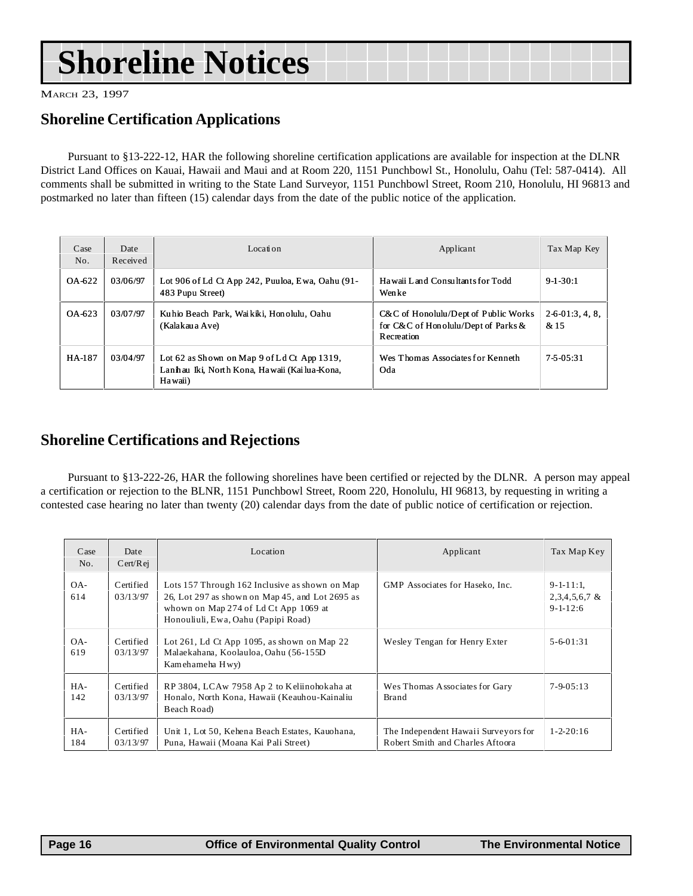# Shoreline Notices

March 23, 1997

## Shoreline Certification Applications

Pursuant to §13-222-12, HAR the following shoreline certification applications are available for inspection at the DLNR District Land Offices on Kauai, Hawaii and Maui and at Room 220, 1151 Punchbowl St., Honolulu, Oahu (Tel: 587-0414). All comments shall be submitted in writing to the State Land Surveyor, 1151 Punchbowl Street, Room 210, Honolulu, HI 96813 and postmarked no later than fifteen (15) calendar days from the date of the public notice of the application.

| Case No. | Date Received | Location | Applicant | Tax Map Key |
|---|---|---|---|---|
| OA-622 | 03/06/97 | Lot 906 of Ld Ct App 242, Puuloa, Ewa, Oahu (91-483 Pupu Street) | Hawaii Land Consultants for Todd Wenke | 9-1-30:1 |
| OA-623 | 03/07/97 | Kuhio Beach Park, Waikiki, Honolulu, Oahu (Kalakaua Ave) | C&C of Honolulu/Dept of Public Works for C&C of Honolulu/Dept of Parks & Recreation | 2-6-01:3, 4, 8, & 15 |
| HA-187 | 03/04/97 | Lot 62 as Shown on Map 9 of Ld Ct App 1319, Lanihau Iki, North Kona, Hawaii (Kailua-Kona, Hawaii) | Wes Thomas Associates for Kenneth Oda | 7-5-05:31 |

## Shoreline Certifications and Rejections

Pursuant to §13-222-26, HAR the following shorelines have been certified or rejected by the DLNR. A person may appeal a certification or rejection to the BLNR, 1151 Punchbowl Street, Room 220, Honolulu, HI 96813, by requesting in writing a contested case hearing no later than twenty (20) calendar days from the date of public notice of certification or rejection.

| Case No. | Date Cert/Rej | Location | Applicant | Tax Map Key |
|---|---|---|---|---|
| OA-614 | Certified 03/13/97 | Lots 157 Through 162 Inclusive as shown on Map 26, Lot 297 as shown on Map 45, and Lot 2695 as whown on Map 274 of Ld Ct App 1069 at Honouliuli, Ewa, Oahu (Papipi Road) | GMP Associates for Haseko, Inc. | 9-1-11:1, 2,3,4,5,6,7 & 9-1-12:6 |
| OA-619 | Certified 03/13/97 | Lot 261, Ld Ct App 1095, as shown on Map 22 Malaekahana, Koolauloa, Oahu (56-155D Kamehameha Hwy) | Wesley Tengan for Henry Exter | 5-6-01:31 |
| HA-142 | Certified 03/13/97 | RP 3804, LCAw 7958 Ap 2 to Keliinohokaha at Honalo, North Kona, Hawaii (Keauhou-Kainaliu Beach Road) | Wes Thomas Associates for Gary Brand | 7-9-05:13 |
| HA-184 | Certified 03/13/97 | Unit 1, Lot 50, Kehena Beach Estates, Kauohana, Puna, Hawaii (Moana Kai Pali Street) | The Independent Hawaii Surveyors for Robert Smith and Charles Aftoora | 1-2-20:16 |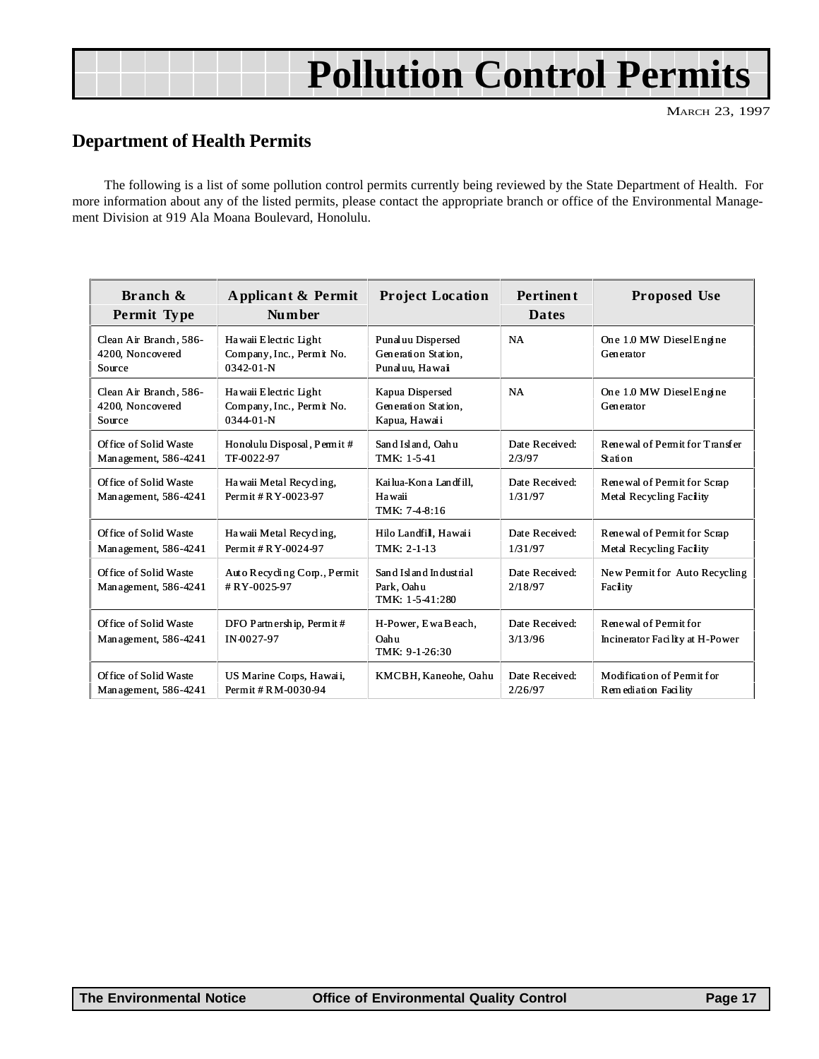# Pollution Control Permits

March 23, 1997

## Department of Health Permits

The following is a list of some pollution control permits currently being reviewed by the State Department of Health. For more information about any of the listed permits, please contact the appropriate branch or office of the Environmental Management Division at 919 Ala Moana Boulevard, Honolulu.

| Branch & Permit Type | Applicant & Permit Number | Project Location | Pertinent Dates | Proposed Use |
|---|---|---|---|---|
| Clean Air Branch, 586-4200, Noncovered Source | Hawaii Electric Light Company, Inc., Permit No. 0342-01-N | Punaluu Dispersed Generation Station, Punaluu, Hawaii | NA | One 1.0 MW Diesel Engine Generator |
| Clean Air Branch, 586-4200, Noncovered Source | Hawaii Electric Light Company, Inc., Permit No. 0344-01-N | Kapua Dispersed Generation Station, Kapua, Hawaii | NA | One 1.0 MW Diesel Engine Generator |
| Office of Solid Waste Management, 586-4241 | Honolulu Disposal, Permit # TF-0022-97 | Sand Island, Oahu TMK: 1-5-41 | Date Received: 2/3/97 | Renewal of Permit for Transfer Station |
| Office of Solid Waste Management, 586-4241 | Hawaii Metal Recycling, Permit # RY-0023-97 | Kailua-Kona Landfill, Hawaii TMK: 7-4-8:16 | Date Received: 1/31/97 | Renewal of Permit for Scrap Metal Recycling Facility |
| Office of Solid Waste Management, 586-4241 | Hawaii Metal Recycling, Permit # RY-0024-97 | Hilo Landfill, Hawaii TMK: 2-1-13 | Date Received: 1/31/97 | Renewal of Permit for Scrap Metal Recycling Facility |
| Office of Solid Waste Management, 586-4241 | Auto Recycling Corp., Permit # RY-0025-97 | Sand Island Industrial Park, Oahu TMK: 1-5-41:280 | Date Received: 2/18/97 | New Permit for Auto Recycling Facility |
| Office of Solid Waste Management, 586-4241 | DFO Partnership, Permit # IN-0027-97 | H-Power, Ewa Beach, Oahu TMK: 9-1-26:30 | Date Received: 3/13/96 | Renewal of Permit for Incinerator Facility at H-Power |
| Office of Solid Waste Management, 586-4241 | US Marine Corps, Hawaii, Permit # RM-0030-94 | KMCBH, Kaneohe, Oahu | Date Received: 2/26/97 | Modification of Permit for Remediation Facility |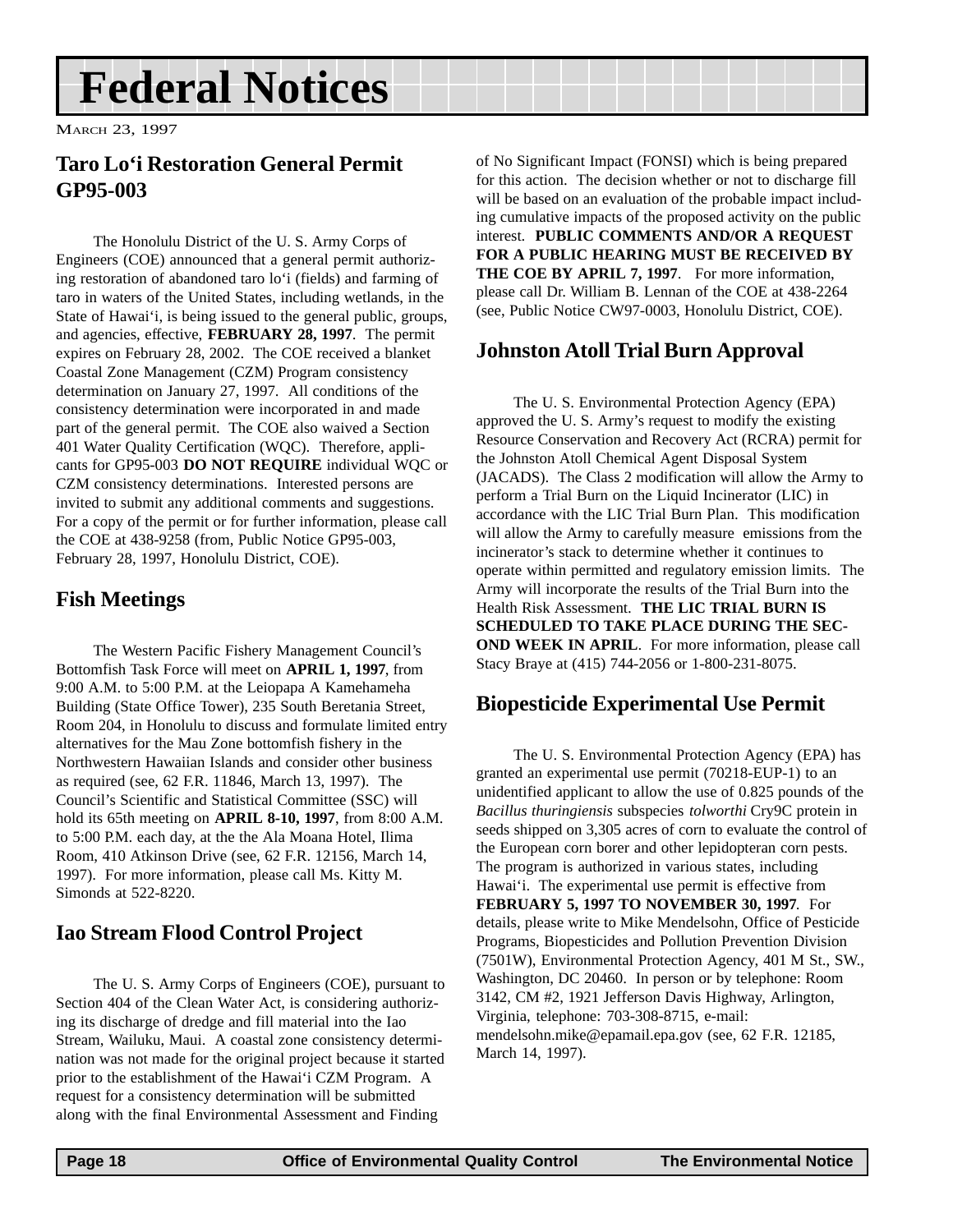# Federal Notices

MARCH 23, 1997

## Taro Lo'i Restoration General Permit GP95-003

The Honolulu District of the U. S. Army Corps of Engineers (COE) announced that a general permit authorizing restoration of abandoned taro lo'i (fields) and farming of taro in waters of the United States, including wetlands, in the State of Hawai'i, is being issued to the general public, groups, and agencies, effective, **FEBRUARY 28, 1997**. The permit expires on February 28, 2002. The COE received a blanket Coastal Zone Management (CZM) Program consistency determination on January 27, 1997. All conditions of the consistency determination were incorporated in and made part of the general permit. The COE also waived a Section 401 Water Quality Certification (WQC). Therefore, applicants for GP95-003 **DO NOT REQUIRE** individual WQC or CZM consistency determinations. Interested persons are invited to submit any additional comments and suggestions. For a copy of the permit or for further information, please call the COE at 438-9258 (from, Public Notice GP95-003, February 28, 1997, Honolulu District, COE).

## Fish Meetings

The Western Pacific Fishery Management Council's Bottomfish Task Force will meet on **APRIL 1, 1997**, from 9:00 A.M. to 5:00 P.M. at the Leiopapa A Kamehameha Building (State Office Tower), 235 South Beretania Street, Room 204, in Honolulu to discuss and formulate limited entry alternatives for the Mau Zone bottomfish fishery in the Northwestern Hawaiian Islands and consider other business as required (see, 62 F.R. 11846, March 13, 1997). The Council's Scientific and Statistical Committee (SSC) will hold its 65th meeting on **APRIL 8-10, 1997**, from 8:00 A.M. to 5:00 P.M. each day, at the the Ala Moana Hotel, Ilima Room, 410 Atkinson Drive (see, 62 F.R. 12156, March 14, 1997). For more information, please call Ms. Kitty M. Simonds at 522-8220.

## Iao Stream Flood Control Project

The U. S. Army Corps of Engineers (COE), pursuant to Section 404 of the Clean Water Act, is considering authorizing its discharge of dredge and fill material into the Iao Stream, Wailuku, Maui. A coastal zone consistency determination was not made for the original project because it started prior to the establishment of the Hawai'i CZM Program. A request for a consistency determination will be submitted along with the final Environmental Assessment and Finding of No Significant Impact (FONSI) which is being prepared for this action. The decision whether or not to discharge fill will be based on an evaluation of the probable impact including cumulative impacts of the proposed activity on the public interest. **PUBLIC COMMENTS AND/OR A REQUEST FOR A PUBLIC HEARING MUST BE RECEIVED BY THE COE BY APRIL 7, 1997**. For more information, please call Dr. William B. Lennan of the COE at 438-2264 (see, Public Notice CW97-0003, Honolulu District, COE).

## Johnston Atoll Trial Burn Approval

The U. S. Environmental Protection Agency (EPA) approved the U. S. Army's request to modify the existing Resource Conservation and Recovery Act (RCRA) permit for the Johnston Atoll Chemical Agent Disposal System (JACADS). The Class 2 modification will allow the Army to perform a Trial Burn on the Liquid Incinerator (LIC) in accordance with the LIC Trial Burn Plan. This modification will allow the Army to carefully measure emissions from the incinerator's stack to determine whether it continues to operate within permitted and regulatory emission limits. The Army will incorporate the results of the Trial Burn into the Health Risk Assessment. **THE LIC TRIAL BURN IS SCHEDULED TO TAKE PLACE DURING THE SECOND WEEK IN APRIL**. For more information, please call Stacy Braye at (415) 744-2056 or 1-800-231-8075.

## Biopesticide Experimental Use Permit

The U. S. Environmental Protection Agency (EPA) has granted an experimental use permit (70218-EUP-1) to an unidentified applicant to allow the use of 0.825 pounds of the *Bacillus thuringiensis* subspecies *tolworthi* Cry9C protein in seeds shipped on 3,305 acres of corn to evaluate the control of the European corn borer and other lepidopteran corn pests. The program is authorized in various states, including Hawai'i. The experimental use permit is effective from **FEBRUARY 5, 1997 TO NOVEMBER 30, 1997**. For details, please write to Mike Mendelsohn, Office of Pesticide Programs, Biopesticides and Pollution Prevention Division (7501W), Environmental Protection Agency, 401 M St., SW., Washington, DC 20460. In person or by telephone: Room 3142, CM #2, 1921 Jefferson Davis Highway, Arlington, Virginia, telephone: 703-308-8715, e-mail: mendelsohn.mike@epamail.epa.gov (see, 62 F.R. 12185, March 14, 1997).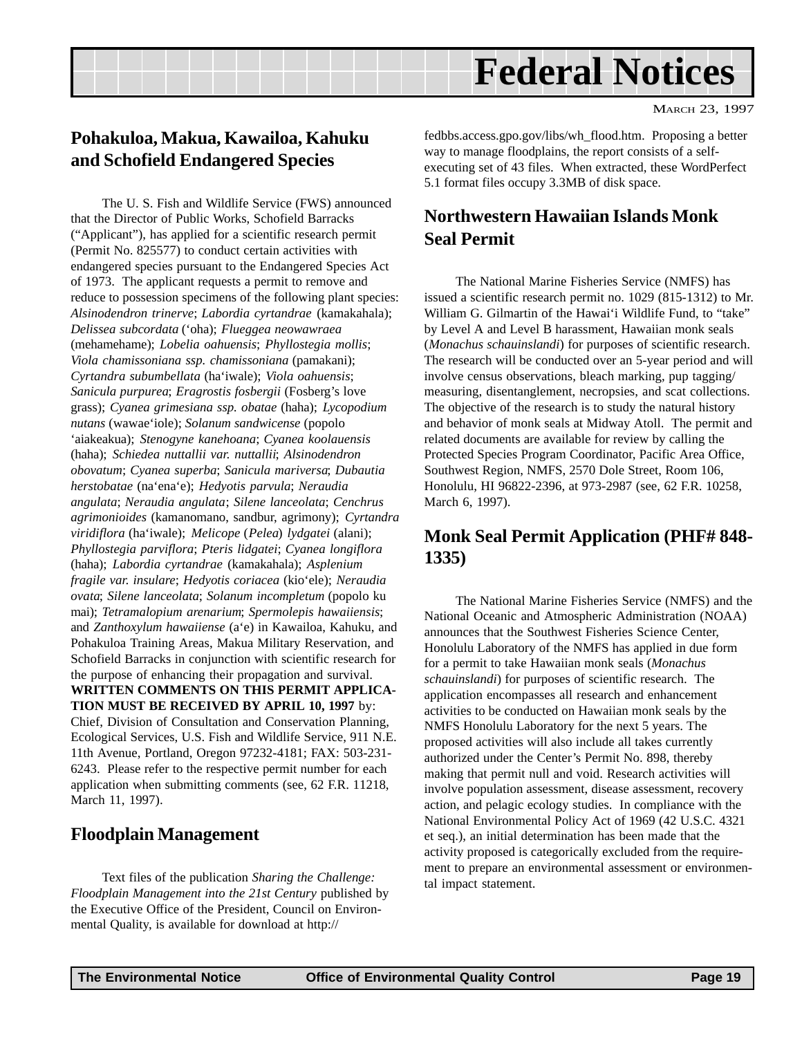# Federal Notices

MARCH 23, 1997

## Pohakuloa, Makua, Kawailoa, Kahuku and Schofield Endangered Species

The U. S. Fish and Wildlife Service (FWS) announced that the Director of Public Works, Schofield Barracks (“Applicant”), has applied for a scientific research permit (Permit No. 825577) to conduct certain activities with endangered species pursuant to the Endangered Species Act of 1973. The applicant requests a permit to remove and reduce to possession specimens of the following plant species: *Alsinodendron trinerve*; *Labordia cyrtandrae* (kamakahala); *Delissea subcordata* (‘oha); *Flueggea neowawraea* (mehamehame); *Lobelia oahuensis*; *Phyllostegia mollis*; *Viola chamissoniana ssp. chamissoniana* (pamakani); *Cyrtandra subumbellata* (ha‘iwale); *Viola oahuensis*; *Sanicula purpurea*; *Eragrostis fosbergii* (Fosberg’s love grass); *Cyanea grimesiana ssp. obatae* (haha); *Lycopodium nutans* (wawae‘iole); *Solanum sandwicense* (popolo ‘aiakeakua); *Stenogyne kanehoana*; *Cyanea koolauensis* (haha); *Schiedea nuttallii var. nuttallii*; *Alsinodendron obovatum*; *Cyanea superba*; *Sanicula mariversa*; *Dubautia herstobatae* (na‘ena‘e); *Hedyotis parvula*; *Neraudia angulata*; *Neraudia angulata*; *Silene lanceolata*; *Cenchrus agrimonioides* (kamanomano, sandbur, agrimony); *Cyrtandra viridiflora* (ha‘iwale); *Melicope* (*Pelea*) *lydgatei* (alani); *Phyllostegia parviflora*; *Pteris lidgatei*; *Cyanea longiflora* (haha); *Labordia cyrtandrae* (kamakahala); *Asplenium fragile var. insulare*; *Hedyotis coriacea* (kio‘ele); *Neraudia ovata*; *Silene lanceolata*; *Solanum incompletum* (popolo ku mai); *Tetramalopium arenarium*; *Spermolepis hawaiiensis*; and *Zanthoxylum hawaiiense* (a‘e) in Kawailoa, Kahuku, and Pohakuloa Training Areas, Makua Military Reservation, and Schofield Barracks in conjunction with scientific research for the purpose of enhancing their propagation and survival. **WRITTEN COMMENTS ON THIS PERMIT APPLICATION MUST BE RECEIVED BY APRIL 10, 1997** by: Chief, Division of Consultation and Conservation Planning, Ecological Services, U.S. Fish and Wildlife Service, 911 N.E. 11th Avenue, Portland, Oregon 97232-4181; FAX: 503-231-6243. Please refer to the respective permit number for each application when submitting comments (see, 62 F.R. 11218, March 11, 1997).

## Floodplain Management

Text files of the publication *Sharing the Challenge: Floodplain Management into the 21st Century* published by the Executive Office of the President, Council on Environmental Quality, is available for download at http://fedbbs.access.gpo.gov/libs/wh_flood.htm. Proposing a better way to manage floodplains, the report consists of a self-executing set of 43 files. When extracted, these WordPerfect 5.1 format files occupy 3.3MB of disk space.

## Northwestern Hawaiian Islands Monk Seal Permit

The National Marine Fisheries Service (NMFS) has issued a scientific research permit no. 1029 (815-1312) to Mr. William G. Gilmartin of the Hawai‘i Wildlife Fund, to “take” by Level A and Level B harassment, Hawaiian monk seals (*Monachus schauinslandi*) for purposes of scientific research. The research will be conducted over an 5-year period and will involve census observations, bleach marking, pup tagging/measuring, disentanglement, necropsies, and scat collections. The objective of the research is to study the natural history and behavior of monk seals at Midway Atoll. The permit and related documents are available for review by calling the Protected Species Program Coordinator, Pacific Area Office, Southwest Region, NMFS, 2570 Dole Street, Room 106, Honolulu, HI 96822-2396, at 973-2987 (see, 62 F.R. 10258, March 6, 1997).

## Monk Seal Permit Application (PHF# 848-1335)

The National Marine Fisheries Service (NMFS) and the National Oceanic and Atmospheric Administration (NOAA) announces that the Southwest Fisheries Science Center, Honolulu Laboratory of the NMFS has applied in due form for a permit to take Hawaiian monk seals (*Monachus schauinslandi*) for purposes of scientific research. The application encompasses all research and enhancement activities to be conducted on Hawaiian monk seals by the NMFS Honolulu Laboratory for the next 5 years. The proposed activities will also include all takes currently authorized under the Center’s Permit No. 898, thereby making that permit null and void. Research activities will involve population assessment, disease assessment, recovery action, and pelagic ecology studies. In compliance with the National Environmental Policy Act of 1969 (42 U.S.C. 4321 et seq.), an initial determination has been made that the activity proposed is categorically excluded from the requirement to prepare an environmental assessment or environmental impact statement.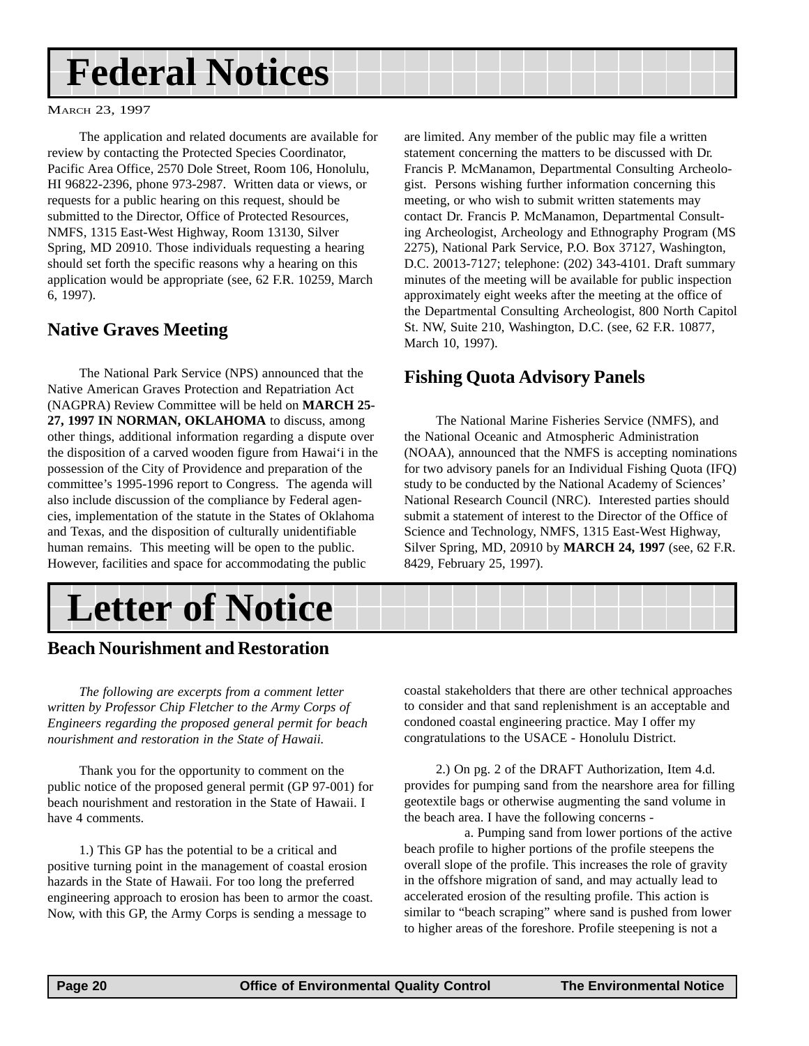# Federal Notices

MARCH 23, 1997

The application and related documents are available for review by contacting the Protected Species Coordinator, Pacific Area Office, 2570 Dole Street, Room 106, Honolulu, HI 96822-2396, phone 973-2987. Written data or views, or requests for a public hearing on this request, should be submitted to the Director, Office of Protected Resources, NMFS, 1315 East-West Highway, Room 13130, Silver Spring, MD 20910. Those individuals requesting a hearing should set forth the specific reasons why a hearing on this application would be appropriate (see, 62 F.R. 10259, March 6, 1997).

## Native Graves Meeting

The National Park Service (NPS) announced that the Native American Graves Protection and Repatriation Act (NAGPRA) Review Committee will be held on **MARCH 25-27, 1997 IN NORMAN, OKLAHOMA** to discuss, among other things, additional information regarding a dispute over the disposition of a carved wooden figure from Hawai'i in the possession of the City of Providence and preparation of the committee's 1995-1996 report to Congress. The agenda will also include discussion of the compliance by Federal agencies, implementation of the statute in the States of Oklahoma and Texas, and the disposition of culturally unidentifiable human remains. This meeting will be open to the public. However, facilities and space for accommodating the public are limited. Any member of the public may file a written statement concerning the matters to be discussed with Dr. Francis P. McManamon, Departmental Consulting Archeologist. Persons wishing further information concerning this meeting, or who wish to submit written statements may contact Dr. Francis P. McManamon, Departmental Consulting Archeologist, Archeology and Ethnography Program (MS 2275), National Park Service, P.O. Box 37127, Washington, D.C. 20013-7127; telephone: (202) 343-4101. Draft summary minutes of the meeting will be available for public inspection approximately eight weeks after the meeting at the office of the Departmental Consulting Archeologist, 800 North Capitol St. NW, Suite 210, Washington, D.C. (see, 62 F.R. 10877, March 10, 1997).

## Fishing Quota Advisory Panels

The National Marine Fisheries Service (NMFS), and the National Oceanic and Atmospheric Administration (NOAA), announced that the NMFS is accepting nominations for two advisory panels for an Individual Fishing Quota (IFQ) study to be conducted by the National Academy of Sciences' National Research Council (NRC). Interested parties should submit a statement of interest to the Director of the Office of Science and Technology, NMFS, 1315 East-West Highway, Silver Spring, MD, 20910 by **MARCH 24, 1997** (see, 62 F.R. 8429, February 25, 1997).

# Letter of Notice

## Beach Nourishment and Restoration

*The following are excerpts from a comment letter written by Professor Chip Fletcher to the Army Corps of Engineers regarding the proposed general permit for beach nourishment and restoration in the State of Hawaii.*

Thank you for the opportunity to comment on the public notice of the proposed general permit (GP 97-001) for beach nourishment and restoration in the State of Hawaii. I have 4 comments.

1.) This GP has the potential to be a critical and positive turning point in the management of coastal erosion hazards in the State of Hawaii. For too long the preferred engineering approach to erosion has been to armor the coast. Now, with this GP, the Army Corps is sending a message to coastal stakeholders that there are other technical approaches to consider and that sand replenishment is an acceptable and condoned coastal engineering practice. May I offer my congratulations to the USACE - Honolulu District.

2.) On pg. 2 of the DRAFT Authorization, Item 4.d. provides for pumping sand from the nearshore area for filling geotextile bags or otherwise augmenting the sand volume in the beach area. I have the following concerns -

a. Pumping sand from lower portions of the active beach profile to higher portions of the profile steepens the overall slope of the profile. This increases the role of gravity in the offshore migration of sand, and may actually lead to accelerated erosion of the resulting profile. This action is similar to "beach scraping" where sand is pushed from lower to higher areas of the foreshore. Profile steepening is not a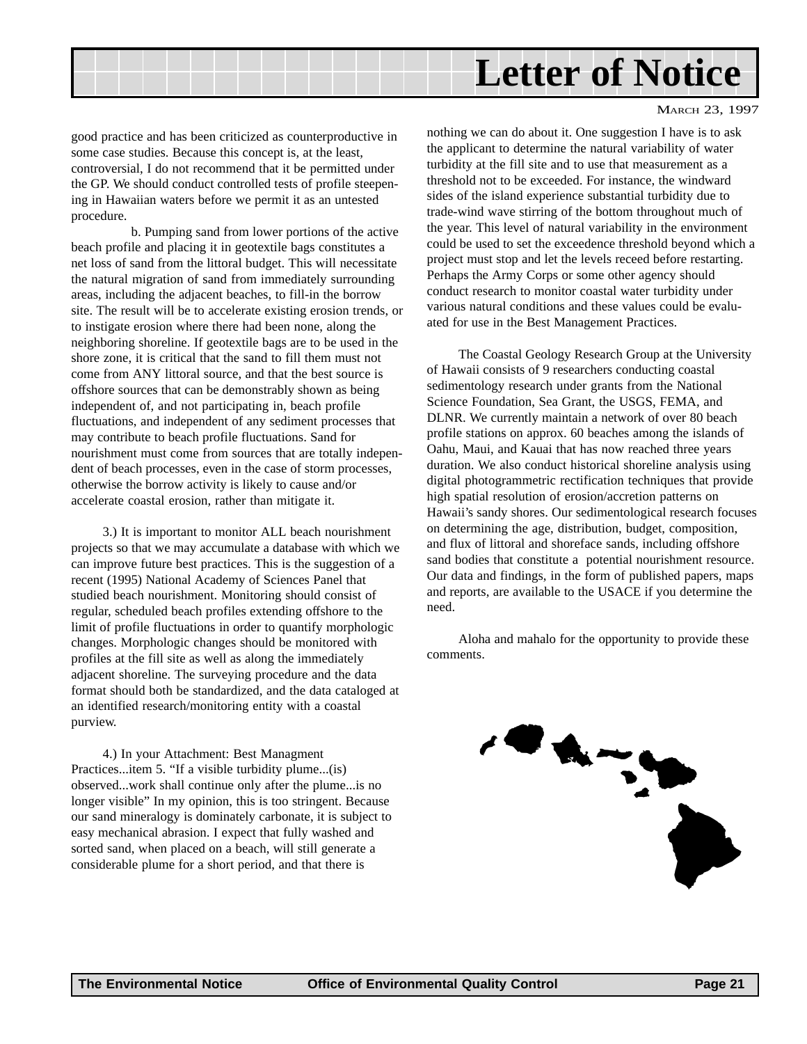good practice and has been criticized as counterproductive in some case studies. Because this concept is, at the least, controversial, I do not recommend that it be permitted under the GP. We should conduct controlled tests of profile steepening in Hawaiian waters before we permit it as an untested procedure.

b. Pumping sand from lower portions of the active beach profile and placing it in geotextile bags constitutes a net loss of sand from the littoral budget. This will necessitate the natural migration of sand from immediately surrounding areas, including the adjacent beaches, to fill-in the borrow site. The result will be to accelerate existing erosion trends, or to instigate erosion where there had been none, along the neighboring shoreline. If geotextile bags are to be used in the shore zone, it is critical that the sand to fill them must not come from ANY littoral source, and that the best source is offshore sources that can be demonstrably shown as being independent of, and not participating in, beach profile fluctuations, and independent of any sediment processes that may contribute to beach profile fluctuations. Sand for nourishment must come from sources that are totally independent of beach processes, even in the case of storm processes, otherwise the borrow activity is likely to cause and/or accelerate coastal erosion, rather than mitigate it.

3.) It is important to monitor ALL beach nourishment projects so that we may accumulate a database with which we can improve future best practices. This is the suggestion of a recent (1995) National Academy of Sciences Panel that studied beach nourishment. Monitoring should consist of regular, scheduled beach profiles extending offshore to the limit of profile fluctuations in order to quantify morphologic changes. Morphologic changes should be monitored with profiles at the fill site as well as along the immediately adjacent shoreline. The surveying procedure and the data format should both be standardized, and the data cataloged at an identified research/monitoring entity with a coastal purview.

4.) In your Attachment: Best Managment Practices...item 5. "If a visible turbidity plume...(is) observed...work shall continue only after the plume...is no longer visible" In my opinion, this is too stringent. Because our sand mineralogy is dominately carbonate, it is subject to easy mechanical abrasion. I expect that fully washed and sorted sand, when placed on a beach, will still generate a considerable plume for a short period, and that there is nothing we can do about it. One suggestion I have is to ask the applicant to determine the natural variability of water turbidity at the fill site and to use that measurement as a threshold not to be exceeded. For instance, the windward sides of the island experience substantial turbidity due to trade-wind wave stirring of the bottom throughout much of the year. This level of natural variability in the environment could be used to set the exceedence threshold beyond which a project must stop and let the levels receed before restarting. Perhaps the Army Corps or some other agency should conduct research to monitor coastal water turbidity under various natural conditions and these values could be evaluated for use in the Best Management Practices.

The Coastal Geology Research Group at the University of Hawaii consists of 9 researchers conducting coastal sedimentology research under grants from the National Science Foundation, Sea Grant, the USGS, FEMA, and DLNR. We currently maintain a network of over 80 beach profile stations on approx. 60 beaches among the islands of Oahu, Maui, and Kauai that has now reached three years duration. We also conduct historical shoreline analysis using digital photogrammetric rectification techniques that provide high spatial resolution of erosion/accretion patterns on Hawaii's sandy shores. Our sedimentological research focuses on determining the age, distribution, budget, composition, and flux of littoral and shoreface sands, including offshore sand bodies that constitute a potential nourishment resource. Our data and findings, in the form of published papers, maps and reports, are available to the USACE if you determine the need.

Aloha and mahalo for the opportunity to provide these comments.